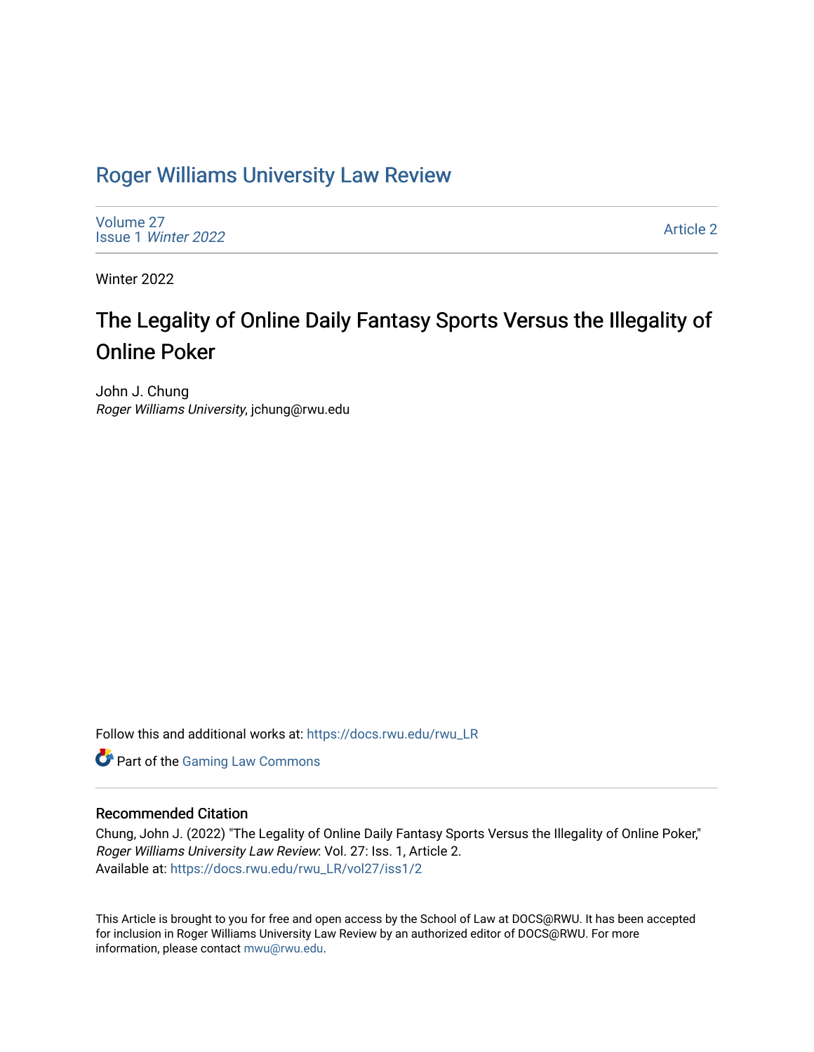# Roger Williams University Law Review

Volume 27
Issue 1 *Winter 2022*

Article 2

Winter 2022

## The Legality of Online Daily Fantasy Sports Versus the Illegality of Online Poker

John J. Chung
*Roger Williams University*, jchung@rwu.edu

Follow this and additional works at: https://docs.rwu.edu/rwu_LR

Part of the Gaming Law Commons

### Recommended Citation

Chung, John J. (2022) "The Legality of Online Daily Fantasy Sports Versus the Illegality of Online Poker," *Roger Williams University Law Review*: Vol. 27: Iss. 1, Article 2.
Available at: https://docs.rwu.edu/rwu_LR/vol27/iss1/2

This Article is brought to you for free and open access by the School of Law at DOCS@RWU. It has been accepted for inclusion in Roger Williams University Law Review by an authorized editor of DOCS@RWU. For more information, please contact mwu@rwu.edu.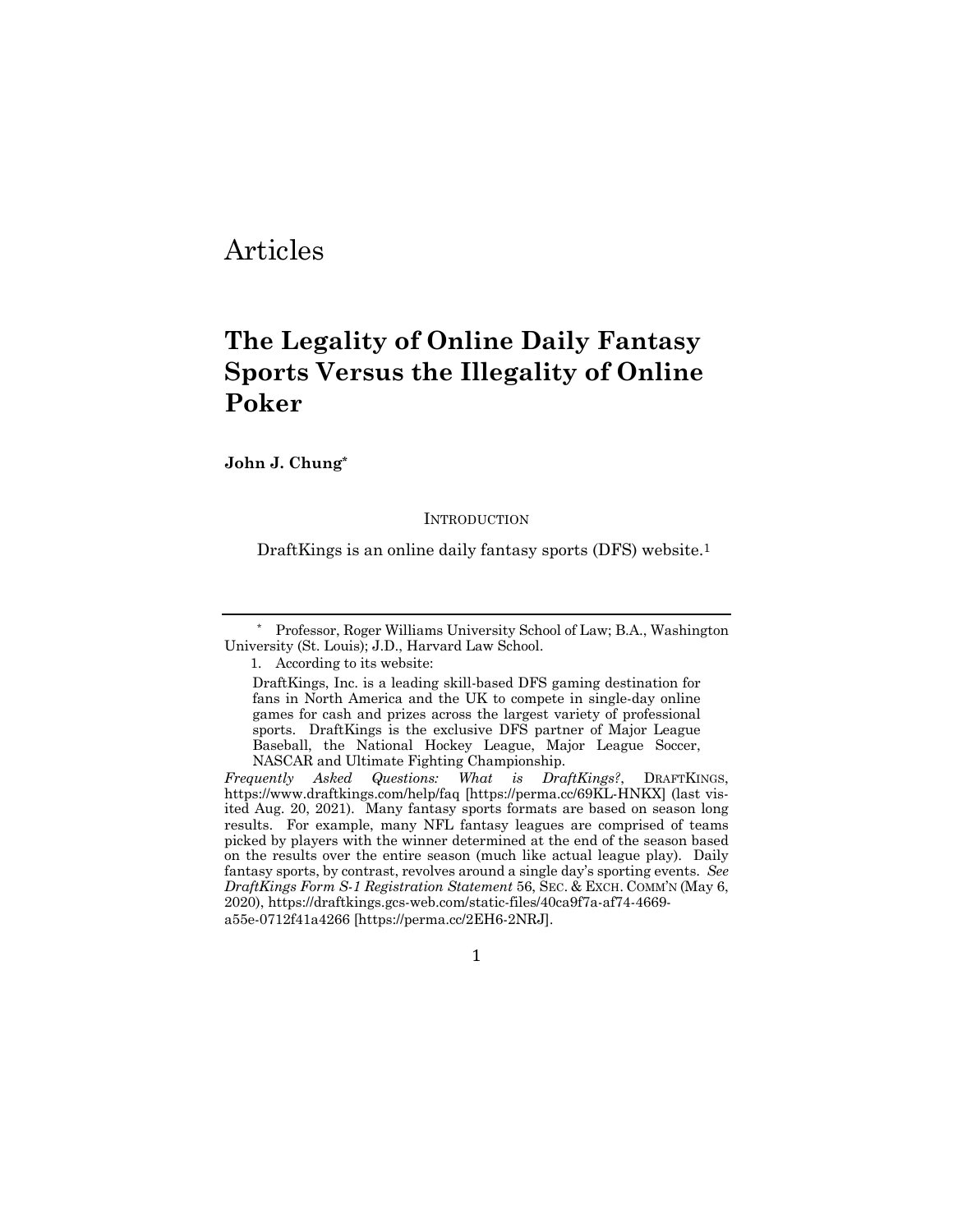# Articles

## The Legality of Online Daily Fantasy Sports Versus the Illegality of Online Poker

**John J. Chung***

INTRODUCTION

DraftKings is an online daily fantasy sports (DFS) website.[1]

---

\* Professor, Roger Williams University School of Law; B.A., Washington University (St. Louis); J.D., Harvard Law School.

1. According to its website:

> DraftKings, Inc. is a leading skill-based DFS gaming destination for fans in North America and the UK to compete in single-day online games for cash and prizes across the largest variety of professional sports. DraftKings is the exclusive DFS partner of Major League Baseball, the National Hockey League, Major League Soccer, NASCAR and Ultimate Fighting Championship.

*Frequently Asked Questions: What is DraftKings?*, DRAFTKINGS, https://www.draftkings.com/help/faq [https://perma.cc/69KL-HNKX] (last visited Aug. 20, 2021). Many fantasy sports formats are based on season long results. For example, many NFL fantasy leagues are comprised of teams picked by players with the winner determined at the end of the season based on the results over the entire season (much like actual league play). Daily fantasy sports, by contrast, revolves around a single day's sporting events. *See DraftKings Form S-1 Registration Statement* 56, SEC. & EXCH. COMM'N (May 6, 2020), https://draftkings.gcs-web.com/static-files/40ca9f7a-af74-4669-a55e-0712f41a4266 [https://perma.cc/2EH6-2NRJ].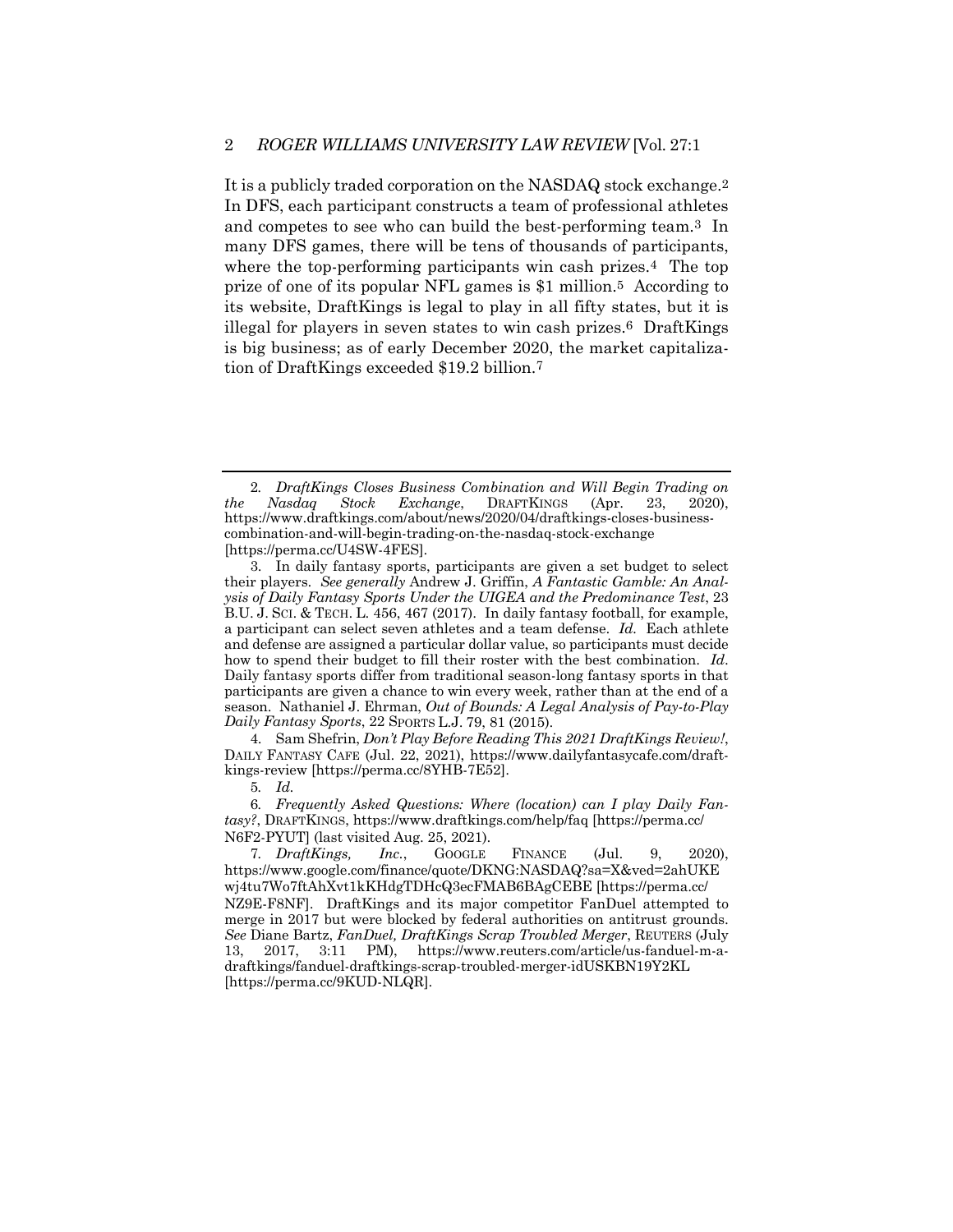It is a publicly traded corporation on the NASDAQ stock exchange.[2] In DFS, each participant constructs a team of professional athletes and competes to see who can build the best-performing team.[3] In many DFS games, there will be tens of thousands of participants, where the top-performing participants win cash prizes.[4] The top prize of one of its popular NFL games is $1 million.[5] According to its website, DraftKings is legal to play in all fifty states, but it is illegal for players in seven states to win cash prizes.[6] DraftKings is big business; as of early December 2020, the market capitalization of DraftKings exceeded $19.2 billion.[7]

---

2. *DraftKings Closes Business Combination and Will Begin Trading on the Nasdaq Stock Exchange*, DRAFTKINGS (Apr. 23, 2020), https://www.draftkings.com/about/news/2020/04/draftkings-closes-business-combination-and-will-begin-trading-on-the-nasdaq-stock-exchange [https://perma.cc/U4SW-4FES].

3. In daily fantasy sports, participants are given a set budget to select their players. *See generally* Andrew J. Griffin, *A Fantastic Gamble: An Analysis of Daily Fantasy Sports Under the UIGEA and the Predominance Test*, 23 B.U. J. SCI. & TECH. L. 456, 467 (2017). In daily fantasy football, for example, a participant can select seven athletes and a team defense. *Id.* Each athlete and defense are assigned a particular dollar value, so participants must decide how to spend their budget to fill their roster with the best combination. *Id*. Daily fantasy sports differ from traditional season-long fantasy sports in that participants are given a chance to win every week, rather than at the end of a season. Nathaniel J. Ehrman, *Out of Bounds: A Legal Analysis of Pay-to-Play Daily Fantasy Sports*, 22 SPORTS L.J. 79, 81 (2015).

4. Sam Shefrin, *Don't Play Before Reading This 2021 DraftKings Review!*, DAILY FANTASY CAFE (Jul. 22, 2021), https://www.dailyfantasycafe.com/draftkings-review [https://perma.cc/8YHB-7E52].

5. *Id.*

6. *Frequently Asked Questions: Where (location) can I play Daily Fantasy?*, DRAFTKINGS, https://www.draftkings.com/help/faq [https://perma.cc/N6F2-PYUT] (last visited Aug. 25, 2021).

7. *DraftKings, Inc.*, GOOGLE FINANCE (Jul. 9, 2020), https://www.google.com/finance/quote/DKNG:NASDAQ?sa=X&ved=2ahUKEwj4tu7Wo7ftAhXvt1kKHdgTDHcQ3ecFMAB6BAgCEBE [https://perma.cc/NZ9E-F8NF]. DraftKings and its major competitor FanDuel attempted to merge in 2017 but were blocked by federal authorities on antitrust grounds. *See* Diane Bartz, *FanDuel, DraftKings Scrap Troubled Merger*, REUTERS (July 13, 2017, 3:11 PM), https://www.reuters.com/article/us-fanduel-m-a-draftkings/fanduel-draftkings-scrap-troubled-merger-idUSKBN19Y2KL [https://perma.cc/9KUD-NLQR].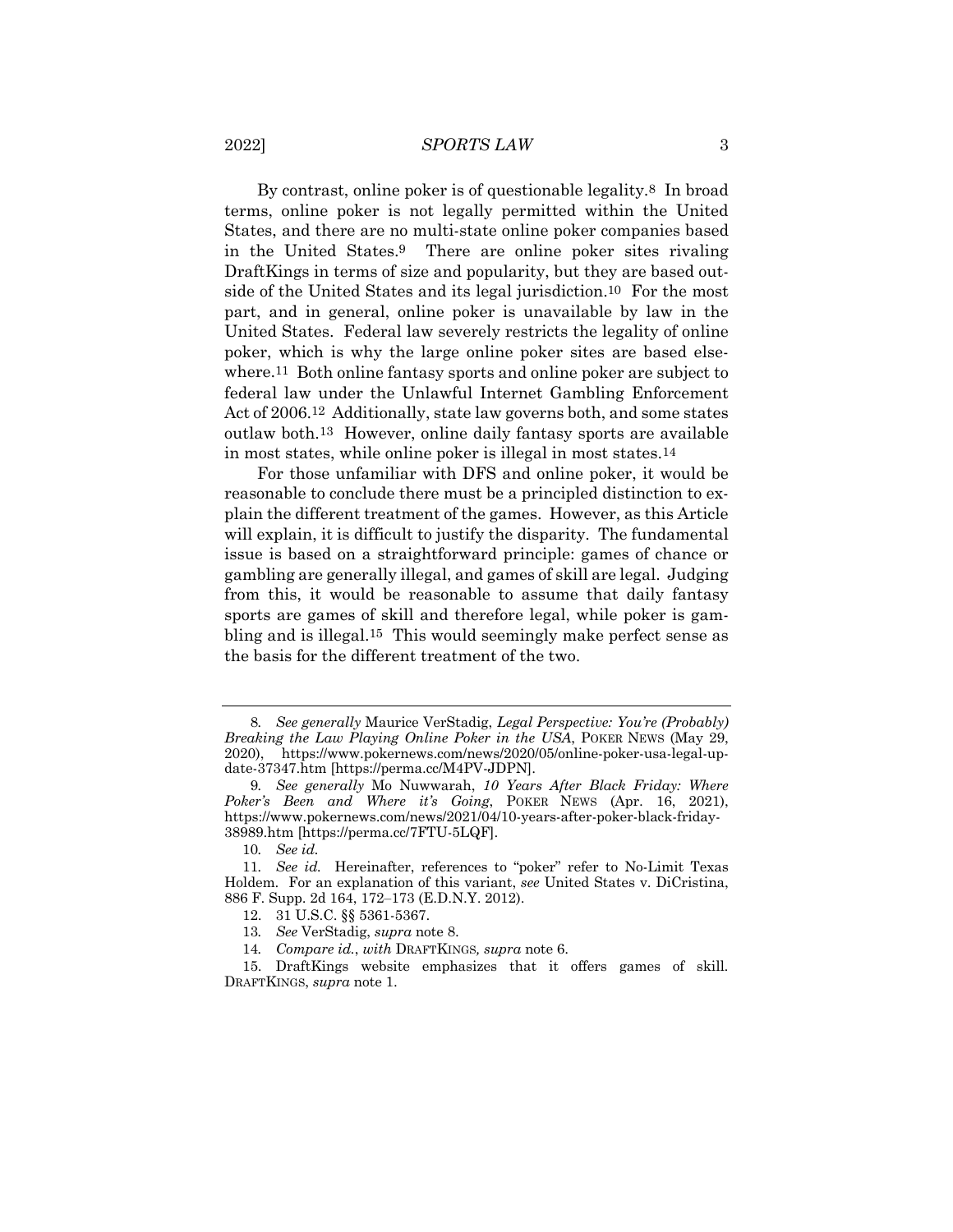By contrast, online poker is of questionable legality.[8] In broad terms, online poker is not legally permitted within the United States, and there are no multi-state online poker companies based in the United States.[9] There are online poker sites rivaling DraftKings in terms of size and popularity, but they are based outside of the United States and its legal jurisdiction.[10] For the most part, and in general, online poker is unavailable by law in the United States. Federal law severely restricts the legality of online poker, which is why the large online poker sites are based elsewhere.[11] Both online fantasy sports and online poker are subject to federal law under the Unlawful Internet Gambling Enforcement Act of 2006.[12] Additionally, state law governs both, and some states outlaw both.[13] However, online daily fantasy sports are available in most states, while online poker is illegal in most states.[14]

For those unfamiliar with DFS and online poker, it would be reasonable to conclude there must be a principled distinction to explain the different treatment of the games. However, as this Article will explain, it is difficult to justify the disparity. The fundamental issue is based on a straightforward principle: games of chance or gambling are generally illegal, and games of skill are legal. Judging from this, it would be reasonable to assume that daily fantasy sports are games of skill and therefore legal, while poker is gambling and is illegal.[15] This would seemingly make perfect sense as the basis for the different treatment of the two.

---

8. *See generally* Maurice VerStadig, *Legal Perspective: You're (Probably) Breaking the Law Playing Online Poker in the USA*, POKER NEWS (May 29, 2020), https://www.pokernews.com/news/2020/05/online-poker-usa-legal-update-37347.htm [https://perma.cc/M4PV-JDPN].

9. *See generally* Mo Nuwwarah, *10 Years After Black Friday: Where Poker's Been and Where it's Going*, POKER NEWS (Apr. 16, 2021), https://www.pokernews.com/news/2021/04/10-years-after-poker-black-friday-38989.htm [https://perma.cc/7FTU-5LQF].

10. *See id.*

11. *See id.* Hereinafter, references to "poker" refer to No-Limit Texas Holdem. For an explanation of this variant, *see* United States v. DiCristina, 886 F. Supp. 2d 164, 172–173 (E.D.N.Y. 2012).

12. 31 U.S.C. §§ 5361-5367.

13. *See* VerStadig, *supra* note 8.

14. *Compare id.*, *with* DRAFTKINGS, *supra* note 6.

15. DraftKings website emphasizes that it offers games of skill. DRAFTKINGS, *supra* note 1.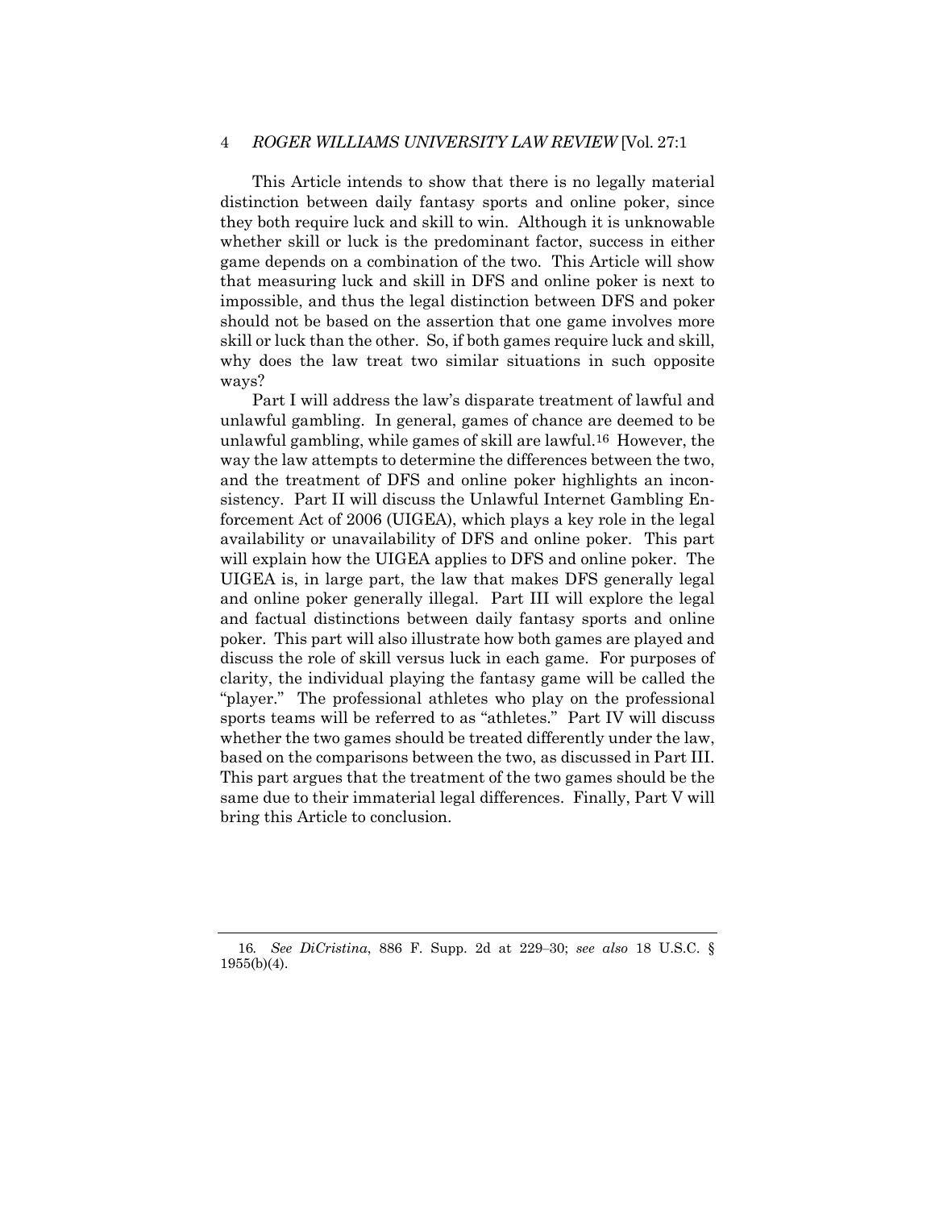This Article intends to show that there is no legally material distinction between daily fantasy sports and online poker, since they both require luck and skill to win. Although it is unknowable whether skill or luck is the predominant factor, success in either game depends on a combination of the two. This Article will show that measuring luck and skill in DFS and online poker is next to impossible, and thus the legal distinction between DFS and poker should not be based on the assertion that one game involves more skill or luck than the other. So, if both games require luck and skill, why does the law treat two similar situations in such opposite ways?

Part I will address the law's disparate treatment of lawful and unlawful gambling. In general, games of chance are deemed to be unlawful gambling, while games of skill are lawful.[16] However, the way the law attempts to determine the differences between the two, and the treatment of DFS and online poker highlights an inconsistency. Part II will discuss the Unlawful Internet Gambling Enforcement Act of 2006 (UIGEA), which plays a key role in the legal availability or unavailability of DFS and online poker. This part will explain how the UIGEA applies to DFS and online poker. The UIGEA is, in large part, the law that makes DFS generally legal and online poker generally illegal. Part III will explore the legal and factual distinctions between daily fantasy sports and online poker. This part will also illustrate how both games are played and discuss the role of skill versus luck in each game. For purposes of clarity, the individual playing the fantasy game will be called the "player." The professional athletes who play on the professional sports teams will be referred to as "athletes." Part IV will discuss whether the two games should be treated differently under the law, based on the comparisons between the two, as discussed in Part III. This part argues that the treatment of the two games should be the same due to their immaterial legal differences. Finally, Part V will bring this Article to conclusion.

---

16. *See DiCristina*, 886 F. Supp. 2d at 229–30; *see also* 18 U.S.C. § 1955(b)(4).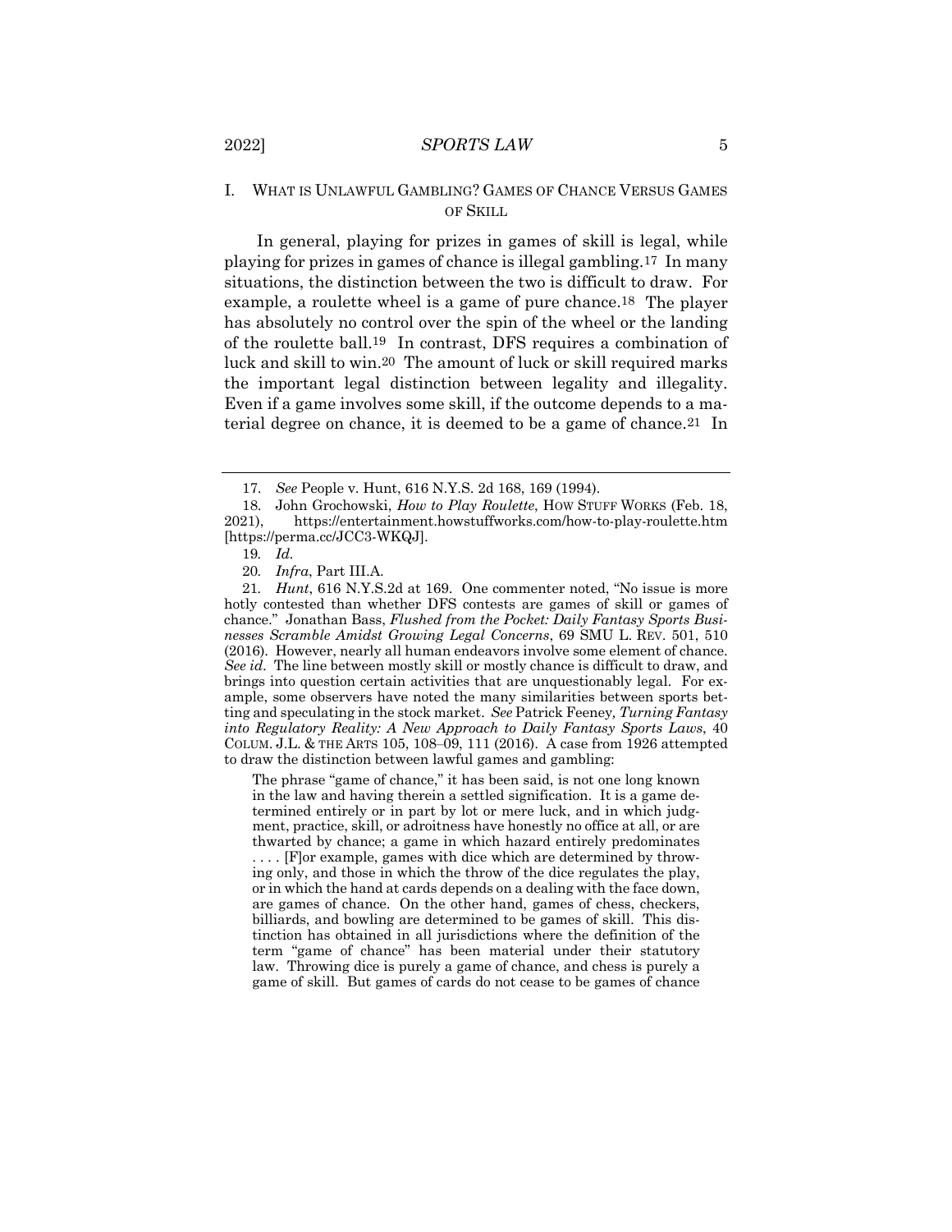## I. What is Unlawful Gambling? Games of Chance Versus Games of Skill

In general, playing for prizes in games of skill is legal, while playing for prizes in games of chance is illegal gambling.[17] In many situations, the distinction between the two is difficult to draw. For example, a roulette wheel is a game of pure chance.[18] The player has absolutely no control over the spin of the wheel or the landing of the roulette ball.[19] In contrast, DFS requires a combination of luck and skill to win.[20] The amount of luck or skill required marks the important legal distinction between legality and illegality. Even if a game involves some skill, if the outcome depends to a material degree on chance, it is deemed to be a game of chance.[21] In

---

17. *See* People v. Hunt, 616 N.Y.S. 2d 168, 169 (1994).

18. John Grochowski, *How to Play Roulette*, HOW STUFF WORKS (Feb. 18, 2021), https://entertainment.howstuffworks.com/how-to-play-roulette.htm [https://perma.cc/JCC3-WKQJ].

19. *Id.*

20. *Infra*, Part III.A.

21. *Hunt*, 616 N.Y.S.2d at 169. One commenter noted, "No issue is more hotly contested than whether DFS contests are games of skill or games of chance." Jonathan Bass, *Flushed from the Pocket: Daily Fantasy Sports Businesses Scramble Amidst Growing Legal Concerns*, 69 SMU L. REV. 501, 510 (2016). However, nearly all human endeavors involve some element of chance. *See id*. The line between mostly skill or mostly chance is difficult to draw, and brings into question certain activities that are unquestionably legal. For example, some observers have noted the many similarities between sports betting and speculating in the stock market. *See* Patrick Feeney*, Turning Fantasy into Regulatory Reality: A New Approach to Daily Fantasy Sports Laws*, 40 COLUM. J.L. & THE ARTS 105, 108–09, 111 (2016). A case from 1926 attempted to draw the distinction between lawful games and gambling:

> The phrase "game of chance," it has been said, is not one long known in the law and having therein a settled signification. It is a game determined entirely or in part by lot or mere luck, and in which judgment, practice, skill, or adroitness have honestly no office at all, or are thwarted by chance; a game in which hazard entirely predominates . . . . [F]or example, games with dice which are determined by throwing only, and those in which the throw of the dice regulates the play, or in which the hand at cards depends on a dealing with the face down, are games of chance. On the other hand, games of chess, checkers, billiards, and bowling are determined to be games of skill. This distinction has obtained in all jurisdictions where the definition of the term "game of chance" has been material under their statutory law. Throwing dice is purely a game of chance, and chess is purely a game of skill. But games of cards do not cease to be games of chance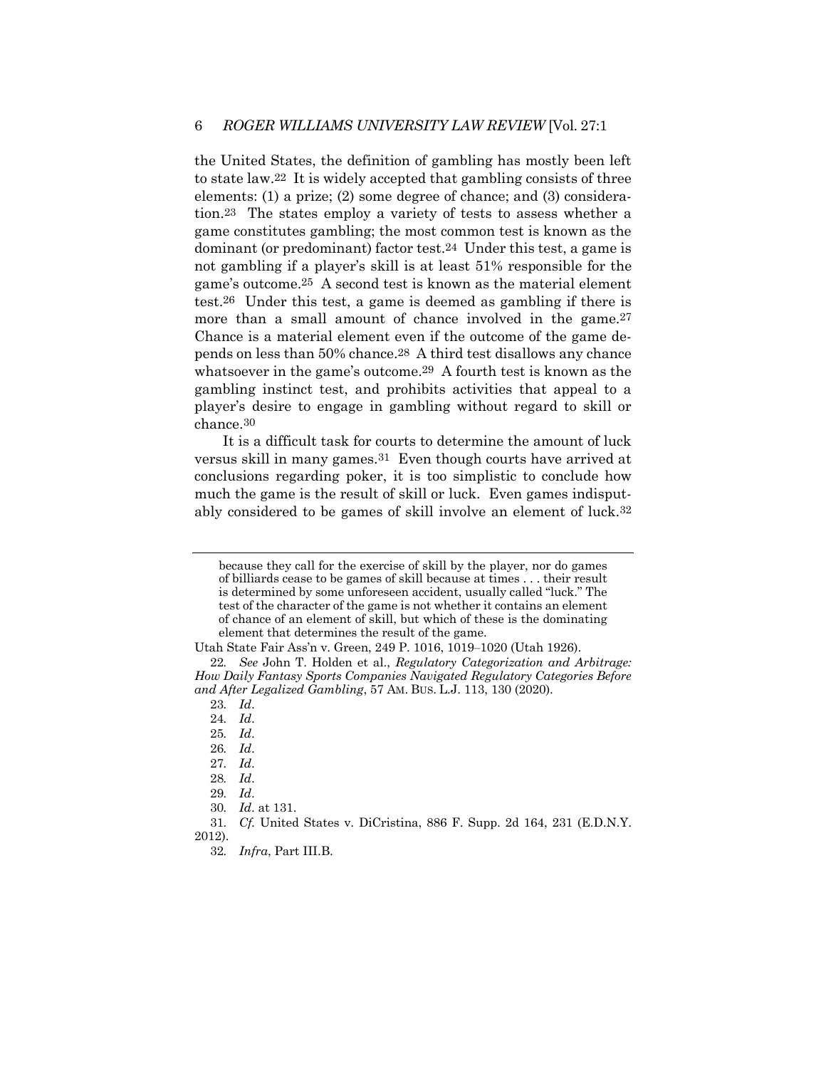the United States, the definition of gambling has mostly been left to state law.[22] It is widely accepted that gambling consists of three elements: (1) a prize; (2) some degree of chance; and (3) consideration.[23] The states employ a variety of tests to assess whether a game constitutes gambling; the most common test is known as the dominant (or predominant) factor test.[24] Under this test, a game is not gambling if a player's skill is at least 51% responsible for the game's outcome.[25] A second test is known as the material element test.[26] Under this test, a game is deemed as gambling if there is more than a small amount of chance involved in the game.[27] Chance is a material element even if the outcome of the game depends on less than 50% chance.[28] A third test disallows any chance whatsoever in the game's outcome.[29] A fourth test is known as the gambling instinct test, and prohibits activities that appeal to a player's desire to engage in gambling without regard to skill or chance.[30]

It is a difficult task for courts to determine the amount of luck versus skill in many games.[31] Even though courts have arrived at conclusions regarding poker, it is too simplistic to conclude how much the game is the result of skill or luck. Even games indisputably considered to be games of skill involve an element of luck.[32]

---

> because they call for the exercise of skill by the player, nor do games of billiards cease to be games of skill because at times . . . their result is determined by some unforeseen accident, usually called "luck." The test of the character of the game is not whether it contains an element of chance of an element of skill, but which of these is the dominating element that determines the result of the game.

Utah State Fair Ass'n v. Green, 249 P. 1016, 1019–1020 (Utah 1926).

22. *See* John T. Holden et al., *Regulatory Categorization and Arbitrage: How Daily Fantasy Sports Companies Navigated Regulatory Categories Before and After Legalized Gambling*, 57 AM. BUS. L.J. 113, 130 (2020).

23. *Id*.

24. *Id*.

25. *Id*.

26. *Id*.

27. *Id*.

28. *Id*.

29. *Id*.

30. *Id*. at 131.

31. *Cf.* United States v. DiCristina, 886 F. Supp. 2d 164, 231 (E.D.N.Y. 2012).

32. *Infra*, Part III.B.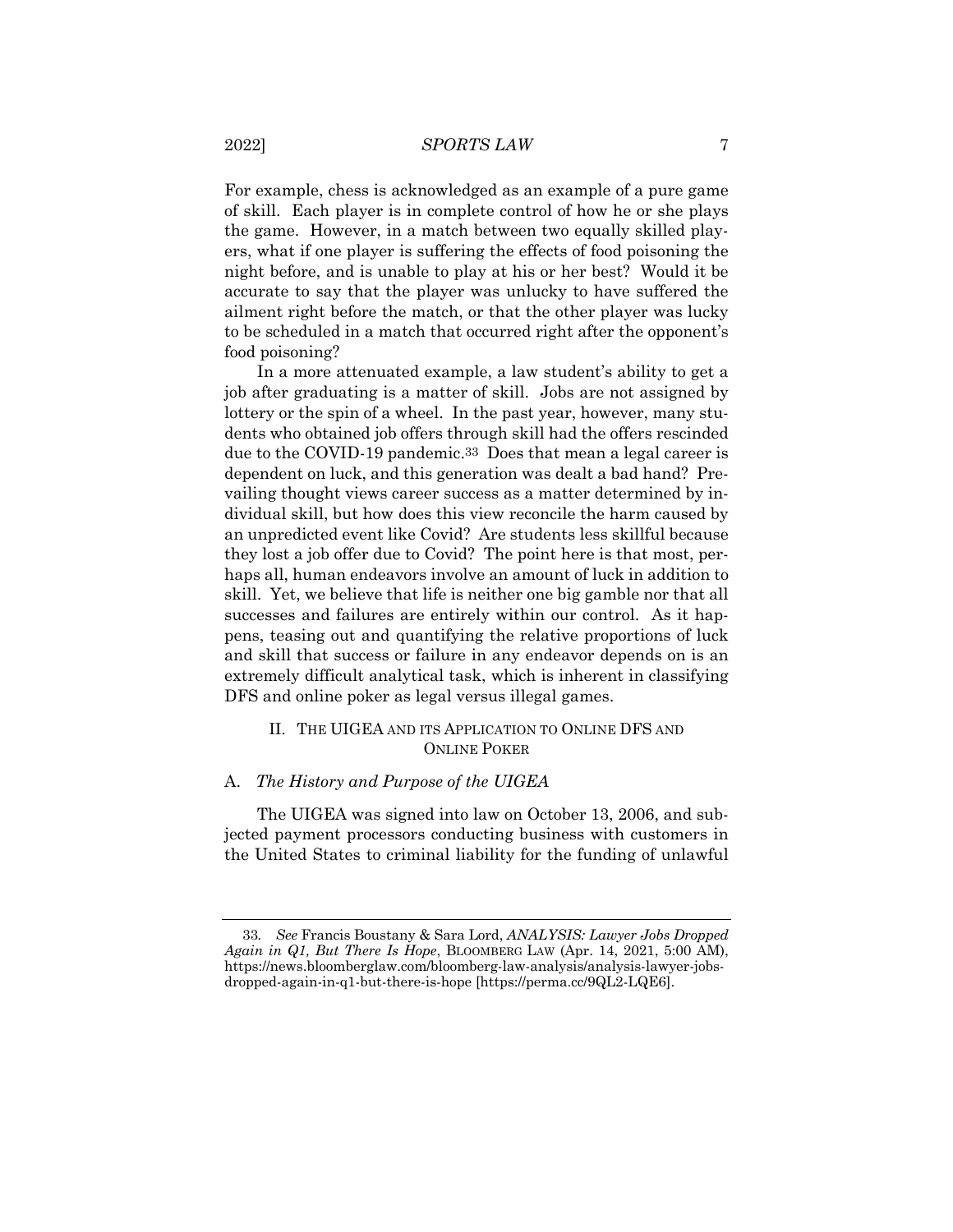For example, chess is acknowledged as an example of a pure game of skill. Each player is in complete control of how he or she plays the game. However, in a match between two equally skilled players, what if one player is suffering the effects of food poisoning the night before, and is unable to play at his or her best? Would it be accurate to say that the player was unlucky to have suffered the ailment right before the match, or that the other player was lucky to be scheduled in a match that occurred right after the opponent's food poisoning?

In a more attenuated example, a law student's ability to get a job after graduating is a matter of skill. Jobs are not assigned by lottery or the spin of a wheel. In the past year, however, many students who obtained job offers through skill had the offers rescinded due to the COVID-19 pandemic.[33] Does that mean a legal career is dependent on luck, and this generation was dealt a bad hand? Prevailing thought views career success as a matter determined by individual skill, but how does this view reconcile the harm caused by an unpredicted event like Covid? Are students less skillful because they lost a job offer due to Covid? The point here is that most, perhaps all, human endeavors involve an amount of luck in addition to skill. Yet, we believe that life is neither one big gamble nor that all successes and failures are entirely within our control. As it happens, teasing out and quantifying the relative proportions of luck and skill that success or failure in any endeavor depends on is an extremely difficult analytical task, which is inherent in classifying DFS and online poker as legal versus illegal games.

## II. THE UIGEA AND ITS APPLICATION TO ONLINE DFS AND ONLINE POKER

### A. *The History and Purpose of the UIGEA*

The UIGEA was signed into law on October 13, 2006, and subjected payment processors conducting business with customers in the United States to criminal liability for the funding of unlawful

---

33. *See* Francis Boustany & Sara Lord, *ANALYSIS: Lawyer Jobs Dropped Again in Q1, But There Is Hope*, BLOOMBERG LAW (Apr. 14, 2021, 5:00 AM), https://news.bloomberglaw.com/bloomberg-law-analysis/analysis-lawyer-jobs-dropped-again-in-q1-but-there-is-hope [https://perma.cc/9QL2-LQE6].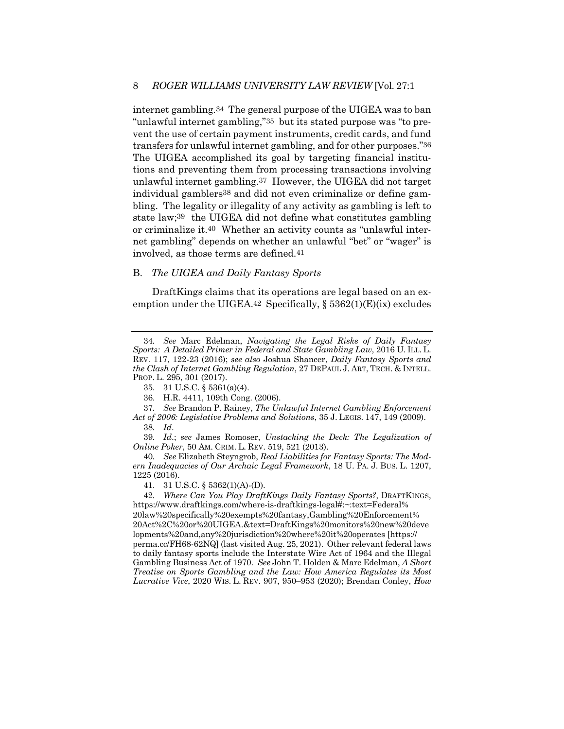internet gambling.[34] The general purpose of the UIGEA was to ban "unlawful internet gambling,"[35] but its stated purpose was "to prevent the use of certain payment instruments, credit cards, and fund transfers for unlawful internet gambling, and for other purposes."[36] The UIGEA accomplished its goal by targeting financial institutions and preventing them from processing transactions involving unlawful internet gambling.[37] However, the UIGEA did not target individual gamblers[38] and did not even criminalize or define gambling. The legality or illegality of any activity as gambling is left to state law;[39] the UIGEA did not define what constitutes gambling or criminalize it.[40] Whether an activity counts as "unlawful internet gambling" depends on whether an unlawful "bet" or "wager" is involved, as those terms are defined.[41]

## B. *The UIGEA and Daily Fantasy Sports*

DraftKings claims that its operations are legal based on an exemption under the UIGEA.[42] Specifically, § 5362(1)(E)(ix) excludes

---

34. *See* Marc Edelman, *Navigating the Legal Risks of Daily Fantasy Sports: A Detailed Primer in Federal and State Gambling Law*, 2016 U. ILL. L. REV. 117, 122-23 (2016); *see also* Joshua Shancer, *Daily Fantasy Sports and the Clash of Internet Gambling Regulation*, 27 DEPAUL J. ART, TECH. & INTELL. PROP. L. 295, 301 (2017).

35. 31 U.S.C. § 5361(a)(4).

36. H.R. 4411, 109th Cong. (2006).

37. *See* Brandon P. Rainey, *The Unlawful Internet Gambling Enforcement Act of 2006: Legislative Problems and Solutions*, 35 J. LEGIS. 147, 149 (2009).

38. *Id*.

39. *Id*.; *see* James Romoser, *Unstacking the Deck: The Legalization of Online Poker*, 50 AM. CRIM. L. REV. 519, 521 (2013).

40. *See* Elizabeth Steyngrob, *Real Liabilities for Fantasy Sports: The Modern Inadequacies of Our Archaic Legal Framework*, 18 U. PA. J. BUS. L. 1207, 1225 (2016).

41. 31 U.S.C. § 5362(1)(A)-(D).

42. *Where Can You Play DraftKings Daily Fantasy Sports?*, DRAFTKINGS, https://www.draftkings.com/where-is-draftkings-legal#:~:text=Federal%20law%20specifically%20exempts%20fantasy,Gambling%20Enforcement%20Act%2C%20or%20UIGEA.&text=DraftKings%20monitors%20new%20developments%20and,any%20jurisdiction%20where%20it%20operates [https://perma.cc/FH68-62NQ] (last visited Aug. 25, 2021). Other relevant federal laws to daily fantasy sports include the Interstate Wire Act of 1964 and the Illegal Gambling Business Act of 1970. *See* John T. Holden & Marc Edelman, *A Short Treatise on Sports Gambling and the Law: How America Regulates its Most Lucrative Vice*, 2020 WIS. L. REV. 907, 950–953 (2020); Brendan Conley, *How*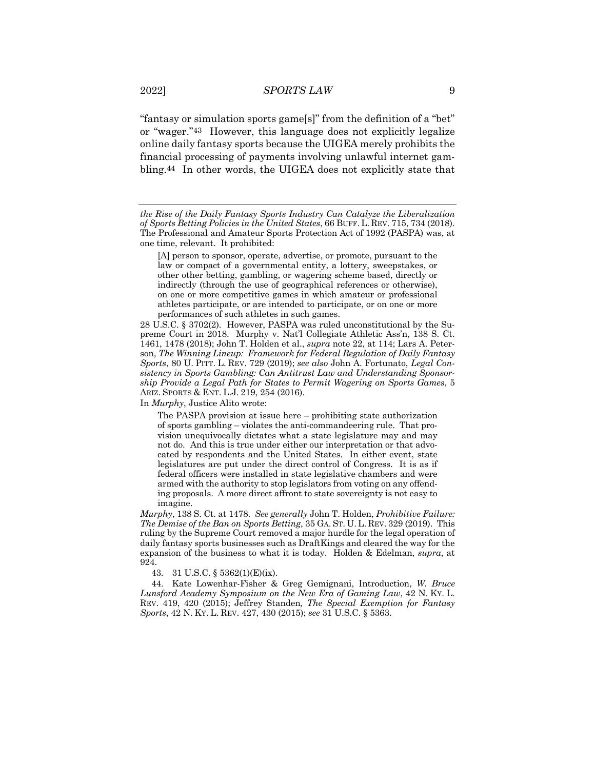"fantasy or simulation sports game[s]" from the definition of a "bet" or "wager."[43] However, this language does not explicitly legalize online daily fantasy sports because the UIGEA merely prohibits the financial processing of payments involving unlawful internet gambling.[44] In other words, the UIGEA does not explicitly state that

---

*the Rise of the Daily Fantasy Sports Industry Can Catalyze the Liberalization of Sports Betting Policies in the United States*, 66 BUFF. L. REV. 715, 734 (2018). The Professional and Amateur Sports Protection Act of 1992 (PASPA) was, at one time, relevant. It prohibited:

> [A] person to sponsor, operate, advertise, or promote, pursuant to the law or compact of a governmental entity, a lottery, sweepstakes, or other other betting, gambling, or wagering scheme based, directly or indirectly (through the use of geographical references or otherwise), on one or more competitive games in which amateur or professional athletes participate, or are intended to participate, or on one or more performances of such athletes in such games.

28 U.S.C. § 3702(2). However, PASPA was ruled unconstitutional by the Supreme Court in 2018. Murphy v. Nat'l Collegiate Athletic Ass'n, 138 S. Ct. 1461, 1478 (2018); John T. Holden et al., *supra* note 22, at 114; Lars A. Peterson, *The Winning Lineup: Framework for Federal Regulation of Daily Fantasy Sports*, 80 U. PITT. L. REV. 729 (2019); *see also* John A. Fortunato, *Legal Consistency in Sports Gambling: Can Antitrust Law and Understanding Sponsorship Provide a Legal Path for States to Permit Wagering on Sports Games*, 5 ARIZ. SPORTS & ENT. L.J. 219, 254 (2016).

In *Murphy*, Justice Alito wrote:

> The PASPA provision at issue here – prohibiting state authorization of sports gambling – violates the anti-commandeering rule. That provision unequivocally dictates what a state legislature may and may not do. And this is true under either our interpretation or that advocated by respondents and the United States. In either event, state legislatures are put under the direct control of Congress. It is as if federal officers were installed in state legislative chambers and were armed with the authority to stop legislators from voting on any offending proposals. A more direct affront to state sovereignty is not easy to imagine.

*Murphy*, 138 S. Ct. at 1478. *See generally* John T. Holden, *Prohibitive Failure: The Demise of the Ban on Sports Betting*, 35 GA. ST. U. L. REV. 329 (2019). This ruling by the Supreme Court removed a major hurdle for the legal operation of daily fantasy sports businesses such as DraftKings and cleared the way for the expansion of the business to what it is today. Holden & Edelman, *supra*, at 924.

43. 31 U.S.C. § 5362(1)(E)(ix).

44. Kate Lowenhar-Fisher & Greg Gemignani, Introduction, *W. Bruce Lunsford Academy Symposium on the New Era of Gaming Law*, 42 N. KY. L. REV. 419, 420 (2015); Jeffrey Standen, *The Special Exemption for Fantasy Sports*, 42 N. KY. L. REV. 427, 430 (2015); *see* 31 U.S.C. § 5363.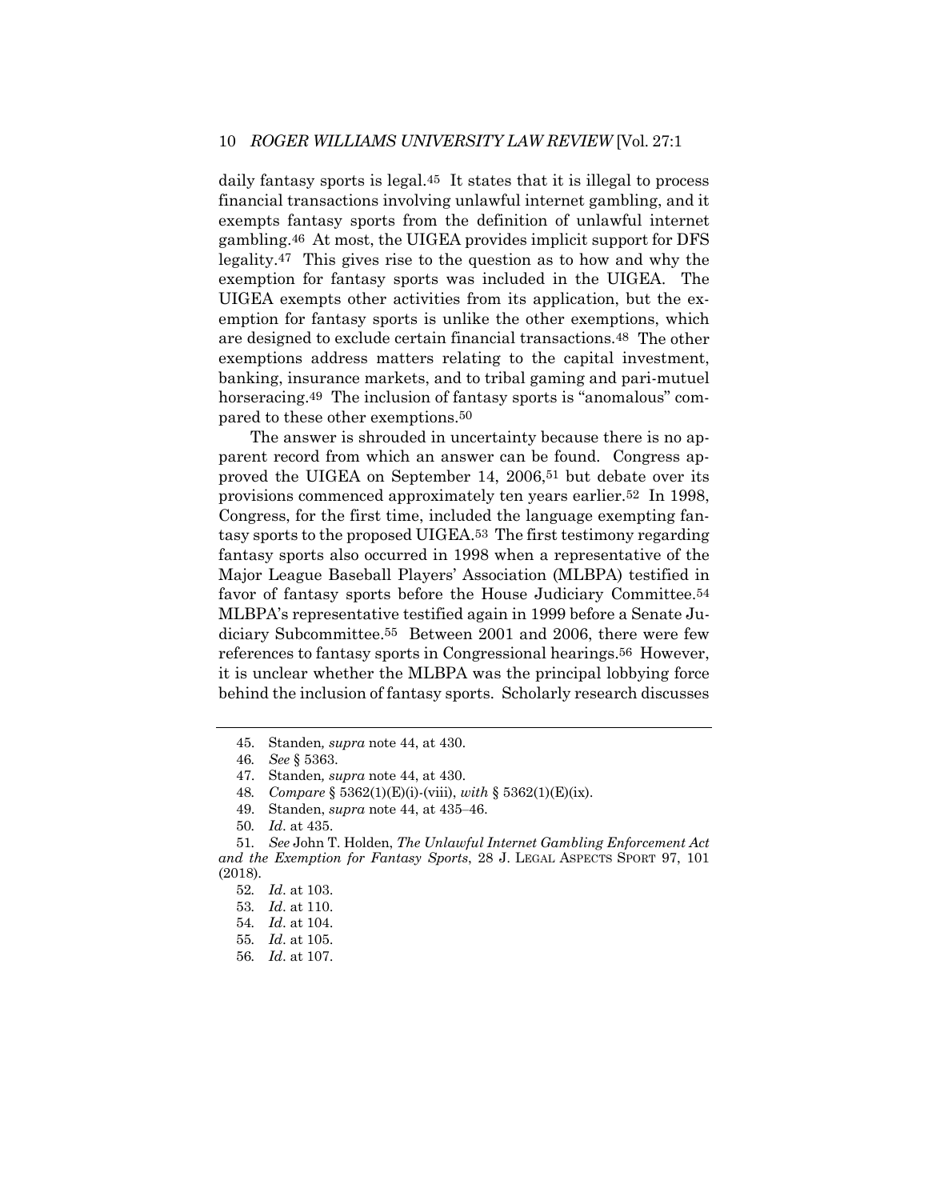daily fantasy sports is legal.[45] It states that it is illegal to process financial transactions involving unlawful internet gambling, and it exempts fantasy sports from the definition of unlawful internet gambling.[46] At most, the UIGEA provides implicit support for DFS legality.[47] This gives rise to the question as to how and why the exemption for fantasy sports was included in the UIGEA. The UIGEA exempts other activities from its application, but the exemption for fantasy sports is unlike the other exemptions, which are designed to exclude certain financial transactions.[48] The other exemptions address matters relating to the capital investment, banking, insurance markets, and to tribal gaming and pari-mutuel horseracing.[49] The inclusion of fantasy sports is "anomalous" compared to these other exemptions.[50]

The answer is shrouded in uncertainty because there is no apparent record from which an answer can be found. Congress approved the UIGEA on September 14, 2006,[51] but debate over its provisions commenced approximately ten years earlier.[52] In 1998, Congress, for the first time, included the language exempting fantasy sports to the proposed UIGEA.[53] The first testimony regarding fantasy sports also occurred in 1998 when a representative of the Major League Baseball Players' Association (MLBPA) testified in favor of fantasy sports before the House Judiciary Committee.[54] MLBPA's representative testified again in 1999 before a Senate Judiciary Subcommittee.[55] Between 2001 and 2006, there were few references to fantasy sports in Congressional hearings.[56] However, it is unclear whether the MLBPA was the principal lobbying force behind the inclusion of fantasy sports. Scholarly research discusses

---

45. Standen*, supra* note 44, at 430.

46. *See* § 5363.

47. Standen*, supra* note 44, at 430.

48. *Compare* § 5362(1)(E)(i)-(viii), *with* § 5362(1)(E)(ix).

49. Standen, *supra* note 44, at 435–46.

50. *Id*. at 435.

51. *See* John T. Holden, *The Unlawful Internet Gambling Enforcement Act and the Exemption for Fantasy Sports*, 28 J. LEGAL ASPECTS SPORT 97, 101 (2018).

52. *Id*. at 103.

53. *Id*. at 110.

54. *Id*. at 104.

55. *Id*. at 105.

56. *Id*. at 107.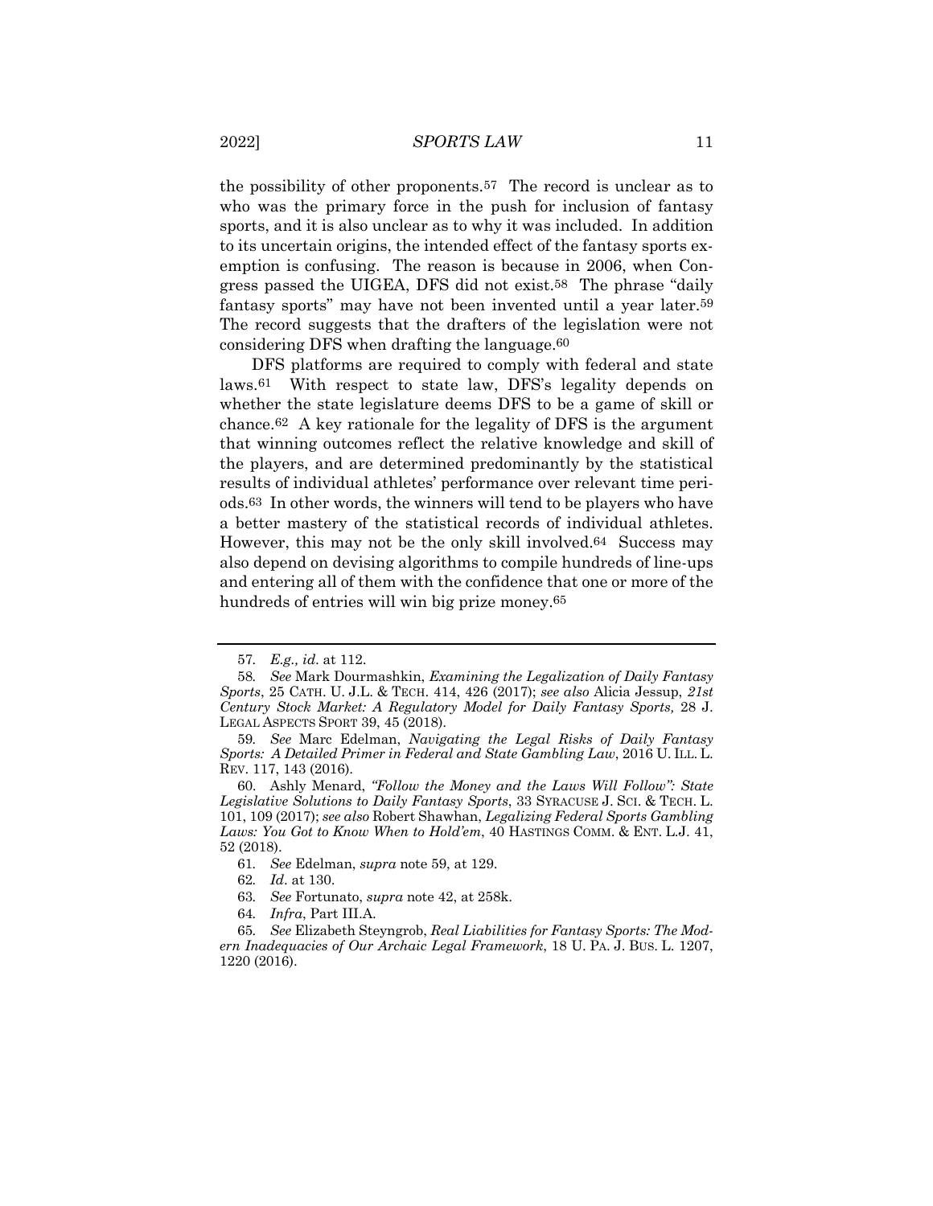the possibility of other proponents.[57] The record is unclear as to who was the primary force in the push for inclusion of fantasy sports, and it is also unclear as to why it was included. In addition to its uncertain origins, the intended effect of the fantasy sports exemption is confusing. The reason is because in 2006, when Congress passed the UIGEA, DFS did not exist.[58] The phrase "daily fantasy sports" may have not been invented until a year later.[59] The record suggests that the drafters of the legislation were not considering DFS when drafting the language.[60]

DFS platforms are required to comply with federal and state laws.[61] With respect to state law, DFS's legality depends on whether the state legislature deems DFS to be a game of skill or chance.[62] A key rationale for the legality of DFS is the argument that winning outcomes reflect the relative knowledge and skill of the players, and are determined predominantly by the statistical results of individual athletes' performance over relevant time periods.[63] In other words, the winners will tend to be players who have a better mastery of the statistical records of individual athletes. However, this may not be the only skill involved.[64] Success may also depend on devising algorithms to compile hundreds of line-ups and entering all of them with the confidence that one or more of the hundreds of entries will win big prize money.[65]

---

57. *E.g., id.* at 112.

58. *See* Mark Dourmashkin, *Examining the Legalization of Daily Fantasy Sports*, 25 CATH. U. J.L. & TECH. 414, 426 (2017); *see also* Alicia Jessup, *21st Century Stock Market: A Regulatory Model for Daily Fantasy Sports,* 28 J. LEGAL ASPECTS SPORT 39, 45 (2018).

59. *See* Marc Edelman, *Navigating the Legal Risks of Daily Fantasy Sports: A Detailed Primer in Federal and State Gambling Law*, 2016 U. ILL. L. REV. 117, 143 (2016).

60. Ashly Menard, *"Follow the Money and the Laws Will Follow": State Legislative Solutions to Daily Fantasy Sports*, 33 SYRACUSE J. SCI. & TECH. L. 101, 109 (2017); *see also* Robert Shawhan, *Legalizing Federal Sports Gambling Laws: You Got to Know When to Hold'em*, 40 HASTINGS COMM. & ENT. L.J. 41, 52 (2018).

61. *See* Edelman, *supra* note 59, at 129.

62. *Id*. at 130.

63. *See* Fortunato, *supra* note 42, at 258k.

64. *Infra*, Part III.A.

65. *See* Elizabeth Steyngrob, *Real Liabilities for Fantasy Sports: The Modern Inadequacies of Our Archaic Legal Framework*, 18 U. PA. J. BUS. L. 1207, 1220 (2016).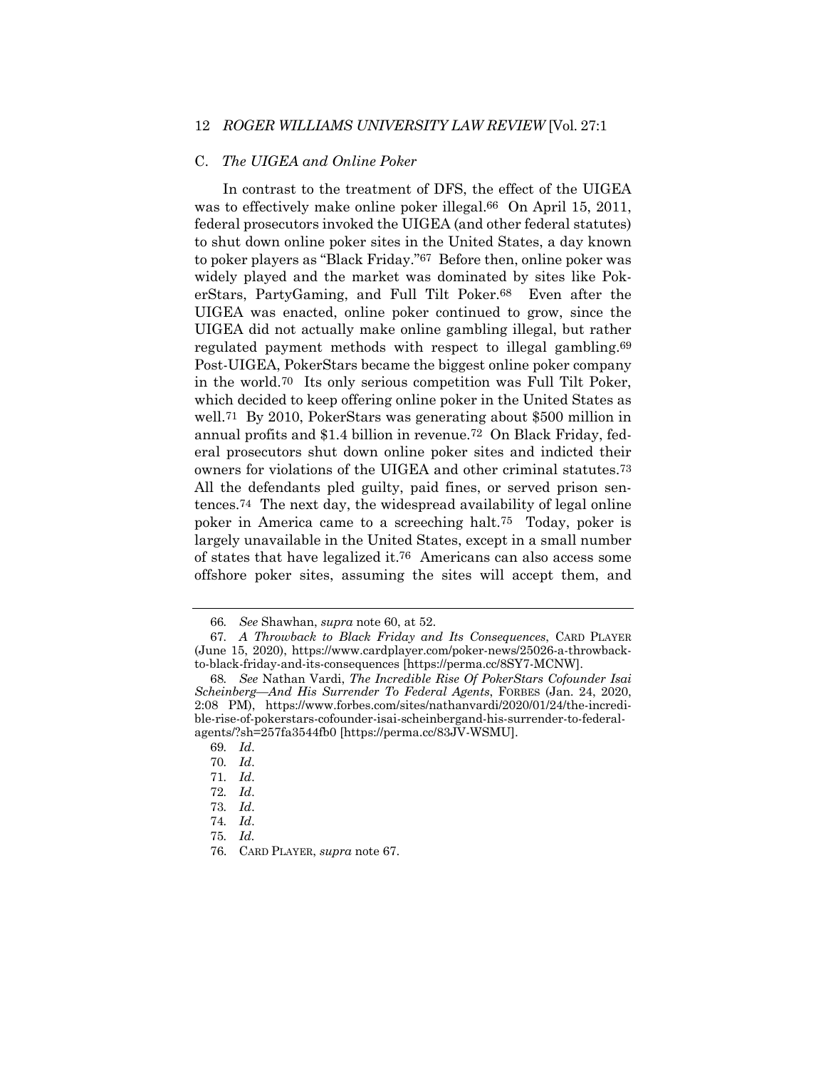### C. *The UIGEA and Online Poker*

In contrast to the treatment of DFS, the effect of the UIGEA was to effectively make online poker illegal.[66] On April 15, 2011, federal prosecutors invoked the UIGEA (and other federal statutes) to shut down online poker sites in the United States, a day known to poker players as "Black Friday."[67] Before then, online poker was widely played and the market was dominated by sites like PokerStars, PartyGaming, and Full Tilt Poker.[68] Even after the UIGEA was enacted, online poker continued to grow, since the UIGEA did not actually make online gambling illegal, but rather regulated payment methods with respect to illegal gambling.[69] Post-UIGEA, PokerStars became the biggest online poker company in the world.[70] Its only serious competition was Full Tilt Poker, which decided to keep offering online poker in the United States as well.[71] By 2010, PokerStars was generating about $500 million in annual profits and $1.4 billion in revenue.[72] On Black Friday, federal prosecutors shut down online poker sites and indicted their owners for violations of the UIGEA and other criminal statutes.[73] All the defendants pled guilty, paid fines, or served prison sentences.[74] The next day, the widespread availability of legal online poker in America came to a screeching halt.[75] Today, poker is largely unavailable in the United States, except in a small number of states that have legalized it.[76] Americans can also access some offshore poker sites, assuming the sites will accept them, and

---

66. *See* Shawhan, *supra* note 60, at 52.

67. *A Throwback to Black Friday and Its Consequences*, CARD PLAYER (June 15, 2020), https://www.cardplayer.com/poker-news/25026-a-throwback-to-black-friday-and-its-consequences [https://perma.cc/8SY7-MCNW].

68. *See* Nathan Vardi, *The Incredible Rise Of PokerStars Cofounder Isai Scheinberg—And His Surrender To Federal Agents*, FORBES (Jan. 24, 2020, 2:08 PM), https://www.forbes.com/sites/nathanvardi/2020/01/24/the-incredible-rise-of-pokerstars-cofounder-isai-scheinbergand-his-surrender-to-federal-agents/?sh=257fa3544fb0 [https://perma.cc/83JV-WSMU].

69. *Id*.

70. *Id*.

71. *Id*.

72. *Id*.

73. *Id*.

74. *Id*.

75. *Id*.

76. CARD PLAYER, *supra* note 67.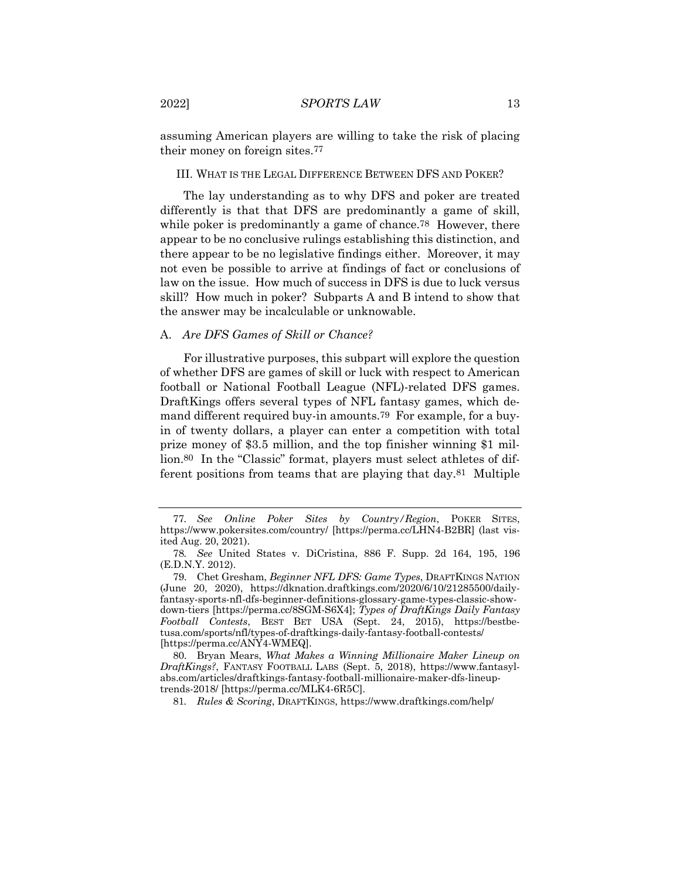assuming American players are willing to take the risk of placing their money on foreign sites.[77]

## III. WHAT IS THE LEGAL DIFFERENCE BETWEEN DFS AND POKER?

The lay understanding as to why DFS and poker are treated differently is that that DFS are predominantly a game of skill, while poker is predominantly a game of chance.[78] However, there appear to be no conclusive rulings establishing this distinction, and there appear to be no legislative findings either. Moreover, it may not even be possible to arrive at findings of fact or conclusions of law on the issue. How much of success in DFS is due to luck versus skill? How much in poker? Subparts A and B intend to show that the answer may be incalculable or unknowable.

### A. *Are DFS Games of Skill or Chance?*

For illustrative purposes, this subpart will explore the question of whether DFS are games of skill or luck with respect to American football or National Football League (NFL)-related DFS games. DraftKings offers several types of NFL fantasy games, which demand different required buy-in amounts.[79] For example, for a buy-in of twenty dollars, a player can enter a competition with total prize money of $3.5 million, and the top finisher winning $1 million.[80] In the "Classic" format, players must select athletes of different positions from teams that are playing that day.[81] Multiple

---

77. *See Online Poker Sites by Country/Region*, POKER SITES, https://www.pokersites.com/country/ [https://perma.cc/LHN4-B2BR] (last visited Aug. 20, 2021).

78. *See* United States v. DiCristina, 886 F. Supp. 2d 164, 195, 196 (E.D.N.Y. 2012).

79. Chet Gresham, *Beginner NFL DFS: Game Types*, DRAFTKINGS NATION (June 20, 2020), https://dknation.draftkings.com/2020/6/10/21285500/daily-fantasy-sports-nfl-dfs-beginner-definitions-glossary-game-types-classic-showdown-tiers [https://perma.cc/8SGM-S6X4]; *Types of DraftKings Daily Fantasy Football Contests*, BEST BET USA (Sept. 24, 2015), https://bestbetusa.com/sports/nfl/types-of-draftkings-daily-fantasy-football-contests/ [https://perma.cc/ANY4-WMEQ].

80. Bryan Mears, *What Makes a Winning Millionaire Maker Lineup on DraftKings?*, FANTASY FOOTBALL LABS (Sept. 5, 2018), https://www.fantasylabs.com/articles/draftkings-fantasy-football-millionaire-maker-dfs-lineup-trends-2018/ [https://perma.cc/MLK4-6R5C].

81. *Rules & Scoring*, DRAFTKINGS, https://www.draftkings.com/help/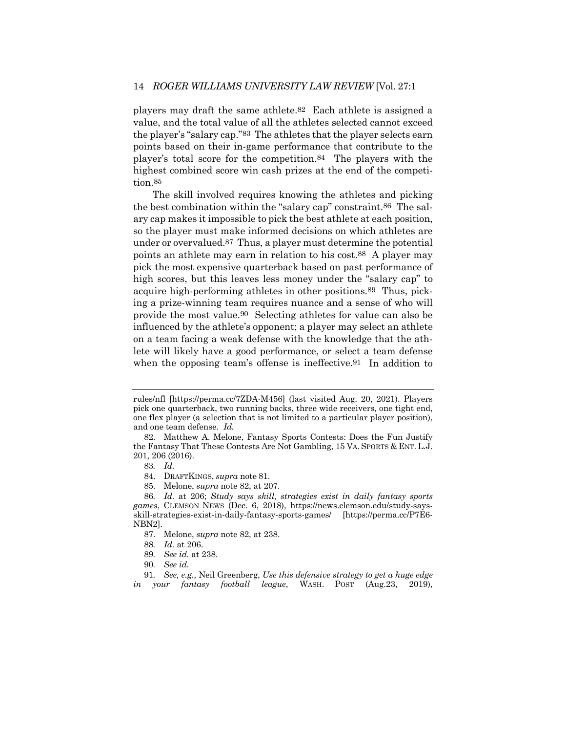players may draft the same athlete.[82] Each athlete is assigned a value, and the total value of all the athletes selected cannot exceed the player's "salary cap."[83] The athletes that the player selects earn points based on their in-game performance that contribute to the player's total score for the competition.[84] The players with the highest combined score win cash prizes at the end of the competition.[85]

The skill involved requires knowing the athletes and picking the best combination within the "salary cap" constraint.[86] The salary cap makes it impossible to pick the best athlete at each position, so the player must make informed decisions on which athletes are under or overvalued.[87] Thus, a player must determine the potential points an athlete may earn in relation to his cost.[88] A player may pick the most expensive quarterback based on past performance of high scores, but this leaves less money under the "salary cap" to acquire high-performing athletes in other positions.[89] Thus, picking a prize-winning team requires nuance and a sense of who will provide the most value.[90] Selecting athletes for value can also be influenced by the athlete's opponent; a player may select an athlete on a team facing a weak defense with the knowledge that the athlete will likely have a good performance, or select a team defense when the opposing team's offense is ineffective.[91] In addition to

---

rules/nfl [https://perma.cc/7ZDA-M456] (last visited Aug. 20, 2021). Players pick one quarterback, two running backs, three wide receivers, one tight end, one flex player (a selection that is not limited to a particular player position), and one team defense. *Id.*

82. Matthew A. Melone, Fantasy Sports Contests: Does the Fun Justify the Fantasy That These Contests Are Not Gambling, 15 VA. SPORTS & ENT. L.J. 201, 206 (2016).

83. *Id.*

84. DRAFTKINGS, *supra* note 81.

85. Melone, *supra* note 82, at 207.

86. *Id.* at 206; *Study says skill, strategies exist in daily fantasy sports games*, CLEMSON NEWS (Dec. 6, 2018), https://news.clemson.edu/study-says-skill-strategies-exist-in-daily-fantasy-sports-games/ [https://perma.cc/P7E6-NBN2].

87. Melone, *supra* note 82, at 238.

88. *Id.* at 206.

89. *See id.* at 238.

90. *See id.*

91. *See, e.g.,* Neil Greenberg, *Use this defensive strategy to get a huge edge in your fantasy football league*, WASH. POST (Aug.23, 2019),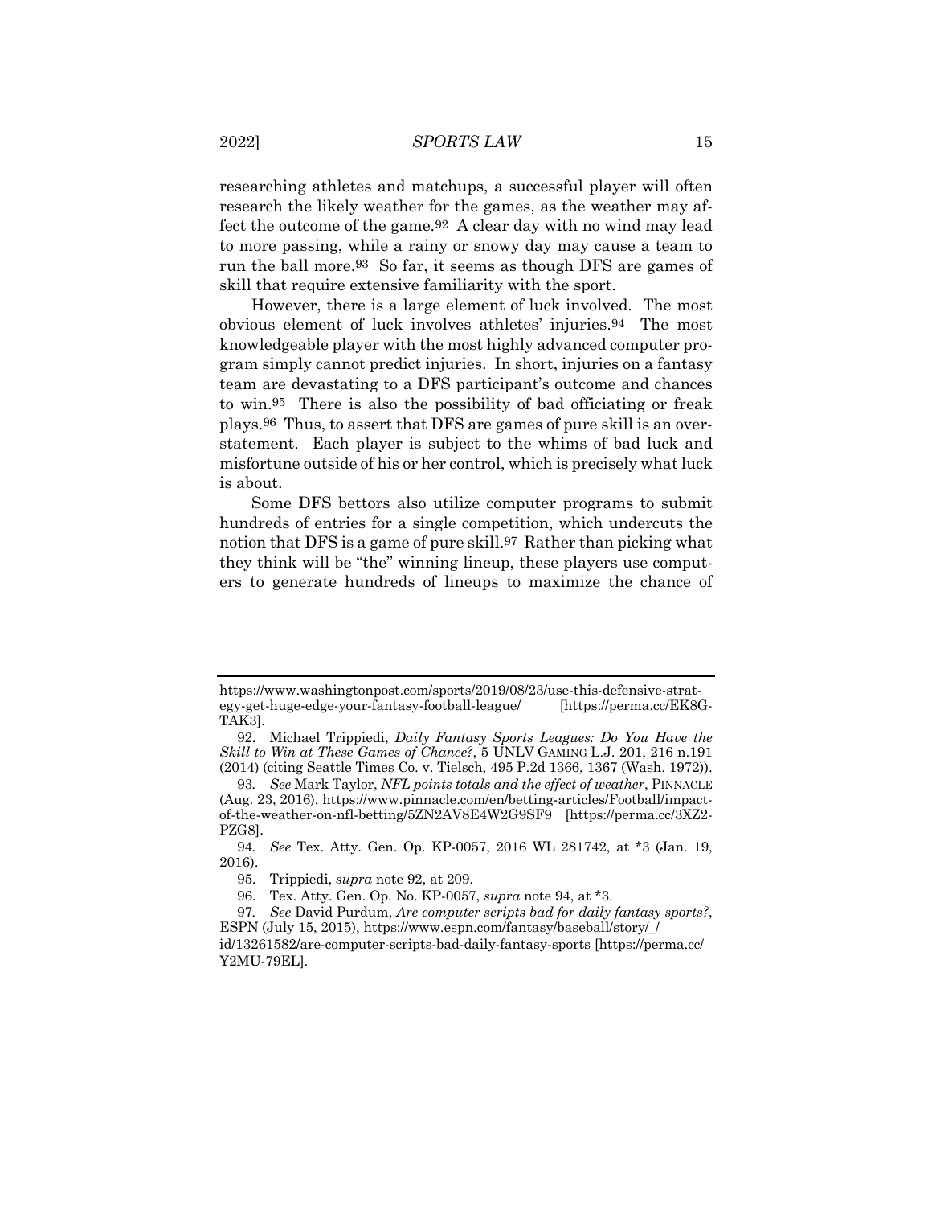researching athletes and matchups, a successful player will often research the likely weather for the games, as the weather may affect the outcome of the game.[92] A clear day with no wind may lead to more passing, while a rainy or snowy day may cause a team to run the ball more.[93] So far, it seems as though DFS are games of skill that require extensive familiarity with the sport.

However, there is a large element of luck involved. The most obvious element of luck involves athletes' injuries.[94] The most knowledgeable player with the most highly advanced computer program simply cannot predict injuries. In short, injuries on a fantasy team are devastating to a DFS participant's outcome and chances to win.[95] There is also the possibility of bad officiating or freak plays.[96] Thus, to assert that DFS are games of pure skill is an overstatement. Each player is subject to the whims of bad luck and misfortune outside of his or her control, which is precisely what luck is about.

Some DFS bettors also utilize computer programs to submit hundreds of entries for a single competition, which undercuts the notion that DFS is a game of pure skill.[97] Rather than picking what they think will be "the" winning lineup, these players use computers to generate hundreds of lineups to maximize the chance of

---

https://www.washingtonpost.com/sports/2019/08/23/use-this-defensive-strategy-get-huge-edge-your-fantasy-football-league/ [https://perma.cc/EK8G-TAK3].

92. Michael Trippiedi, *Daily Fantasy Sports Leagues: Do You Have the Skill to Win at These Games of Chance?*, 5 UNLV GAMING L.J. 201, 216 n.191 (2014) (citing Seattle Times Co. v. Tielsch, 495 P.2d 1366, 1367 (Wash. 1972)).

93. *See* Mark Taylor, *NFL points totals and the effect of weather*, PINNACLE (Aug. 23, 2016), https://www.pinnacle.com/en/betting-articles/Football/impact-of-the-weather-on-nfl-betting/5ZN2AV8E4W2G9SF9 [https://perma.cc/3XZ2-PZG8].

94. *See* Tex. Atty. Gen. Op. KP-0057, 2016 WL 281742, at *3 (Jan. 19, 2016).

95. Trippiedi, *supra* note 92, at 209.

96. Tex. Atty. Gen. Op. No. KP-0057, *supra* note 94, at *3.

97. *See* David Purdum, *Are computer scripts bad for daily fantasy sports?*, ESPN (July 15, 2015), https://www.espn.com/fantasy/baseball/story/_/id/13261582/are-computer-scripts-bad-daily-fantasy-sports [https://perma.cc/Y2MU-79EL].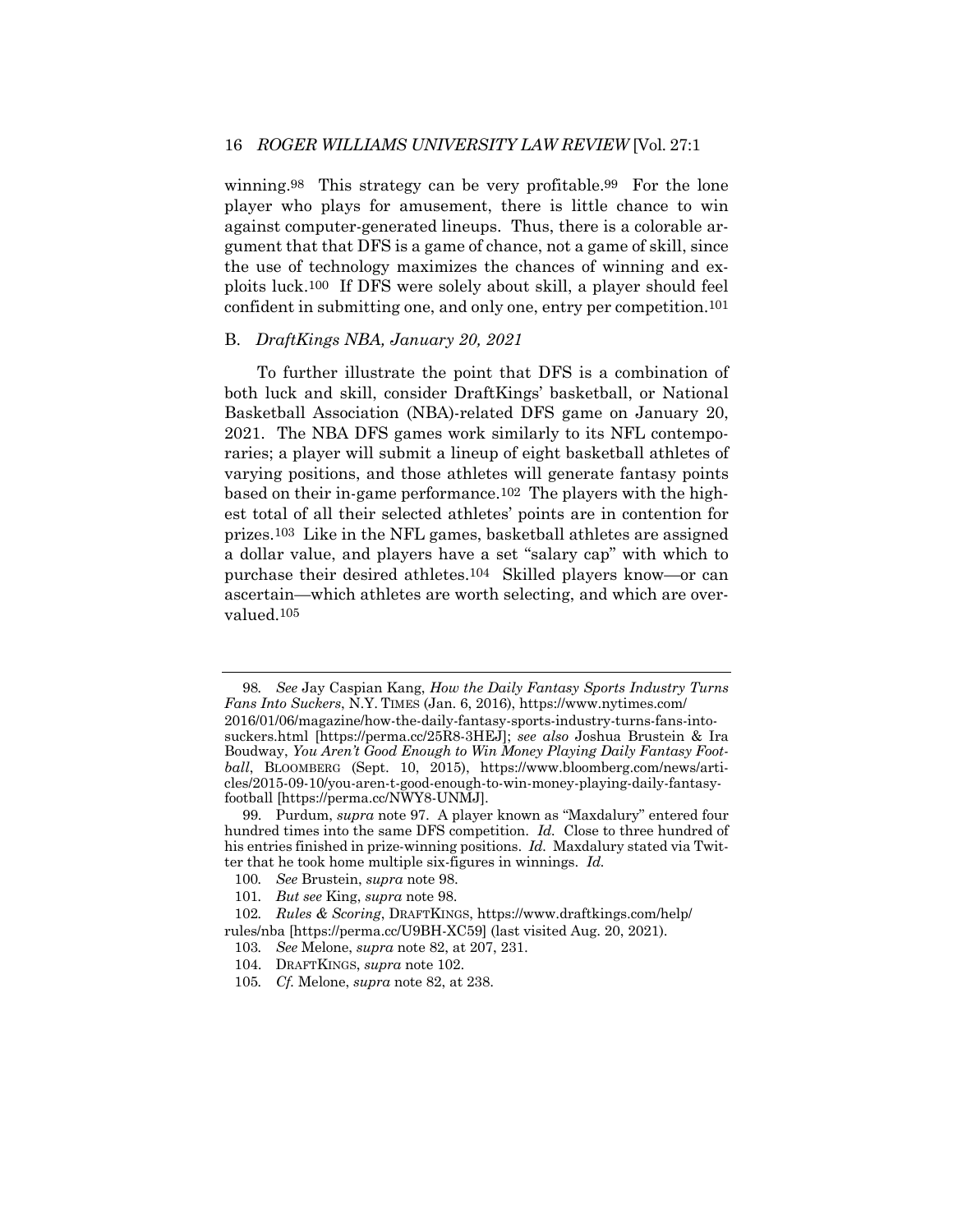winning.[98] This strategy can be very profitable.[99] For the lone player who plays for amusement, there is little chance to win against computer-generated lineups. Thus, there is a colorable argument that that DFS is a game of chance, not a game of skill, since the use of technology maximizes the chances of winning and exploits luck.[100] If DFS were solely about skill, a player should feel confident in submitting one, and only one, entry per competition.[101]

### B. *DraftKings NBA, January 20, 2021*

To further illustrate the point that DFS is a combination of both luck and skill, consider DraftKings' basketball, or National Basketball Association (NBA)-related DFS game on January 20, 2021. The NBA DFS games work similarly to its NFL contemporaries; a player will submit a lineup of eight basketball athletes of varying positions, and those athletes will generate fantasy points based on their in-game performance.[102] The players with the highest total of all their selected athletes' points are in contention for prizes.[103] Like in the NFL games, basketball athletes are assigned a dollar value, and players have a set "salary cap" with which to purchase their desired athletes.[104] Skilled players know—or can ascertain—which athletes are worth selecting, and which are overvalued.[105]

---

98. *See* Jay Caspian Kang, *How the Daily Fantasy Sports Industry Turns Fans Into Suckers*, N.Y. TIMES (Jan. 6, 2016), https://www.nytimes.com/2016/01/06/magazine/how-the-daily-fantasy-sports-industry-turns-fans-into-suckers.html [https://perma.cc/25R8-3HEJ]; *see also* Joshua Brustein & Ira Boudway, *You Aren't Good Enough to Win Money Playing Daily Fantasy Football*, BLOOMBERG (Sept. 10, 2015), https://www.bloomberg.com/news/articles/2015-09-10/you-aren-t-good-enough-to-win-money-playing-daily-fantasy-football [https://perma.cc/NWY8-UNMJ].

99. Purdum, *supra* note 97. A player known as "Maxdalury" entered four hundred times into the same DFS competition. *Id.* Close to three hundred of his entries finished in prize-winning positions. *Id.* Maxdalury stated via Twitter that he took home multiple six-figures in winnings. *Id.*

100. *See* Brustein, *supra* note 98.

101. *But see* King, *supra* note 98.

102. *Rules & Scoring*, DRAFTKINGS, https://www.draftkings.com/help/rules/nba [https://perma.cc/U9BH-XC59] (last visited Aug. 20, 2021).

103. *See* Melone, *supra* note 82, at 207, 231.

104. DRAFTKINGS, *supra* note 102.

105. *Cf.* Melone, *supra* note 82, at 238.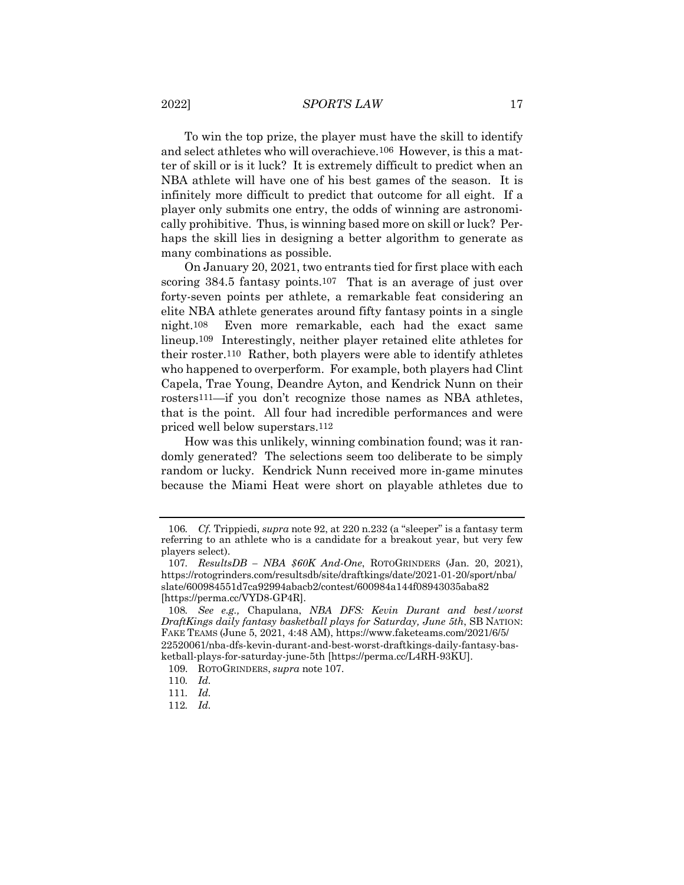To win the top prize, the player must have the skill to identify and select athletes who will overachieve.[106] However, is this a matter of skill or is it luck? It is extremely difficult to predict when an NBA athlete will have one of his best games of the season. It is infinitely more difficult to predict that outcome for all eight. If a player only submits one entry, the odds of winning are astronomically prohibitive. Thus, is winning based more on skill or luck? Perhaps the skill lies in designing a better algorithm to generate as many combinations as possible.

On January 20, 2021, two entrants tied for first place with each scoring 384.5 fantasy points.[107] That is an average of just over forty-seven points per athlete, a remarkable feat considering an elite NBA athlete generates around fifty fantasy points in a single night.[108] Even more remarkable, each had the exact same lineup.[109] Interestingly, neither player retained elite athletes for their roster.[110] Rather, both players were able to identify athletes who happened to overperform. For example, both players had Clint Capela, Trae Young, Deandre Ayton, and Kendrick Nunn on their rosters[111]—if you don't recognize those names as NBA athletes, that is the point. All four had incredible performances and were priced well below superstars.[112]

How was this unlikely, winning combination found; was it randomly generated? The selections seem too deliberate to be simply random or lucky. Kendrick Nunn received more in-game minutes because the Miami Heat were short on playable athletes due to

---

106. *Cf.* Trippiedi, *supra* note 92, at 220 n.232 (a "sleeper" is a fantasy term referring to an athlete who is a candidate for a breakout year, but very few players select).

107. *ResultsDB – NBA $60K And-One*, ROTOGRINDERS (Jan. 20, 2021), https://rotogrinders.com/resultsdb/site/draftkings/date/2021-01-20/sport/nba/slate/600984551d7ca92994abacb2/contest/600984a144f08943035aba82 [https://perma.cc/VYD8-GP4R].

108. *See e.g.,* Chapulana, *NBA DFS: Kevin Durant and best/worst DraftKings daily fantasy basketball plays for Saturday, June 5th*, SB NATION: FAKE TEAMS (June 5, 2021, 4:48 AM), https://www.faketeams.com/2021/6/5/22520061/nba-dfs-kevin-durant-and-best-worst-draftkings-daily-fantasy-basketball-plays-for-saturday-june-5th [https://perma.cc/L4RH-93KU].

109. ROTOGRINDERS, *supra* note 107.

110. *Id.*

111. *Id.*

112. *Id.*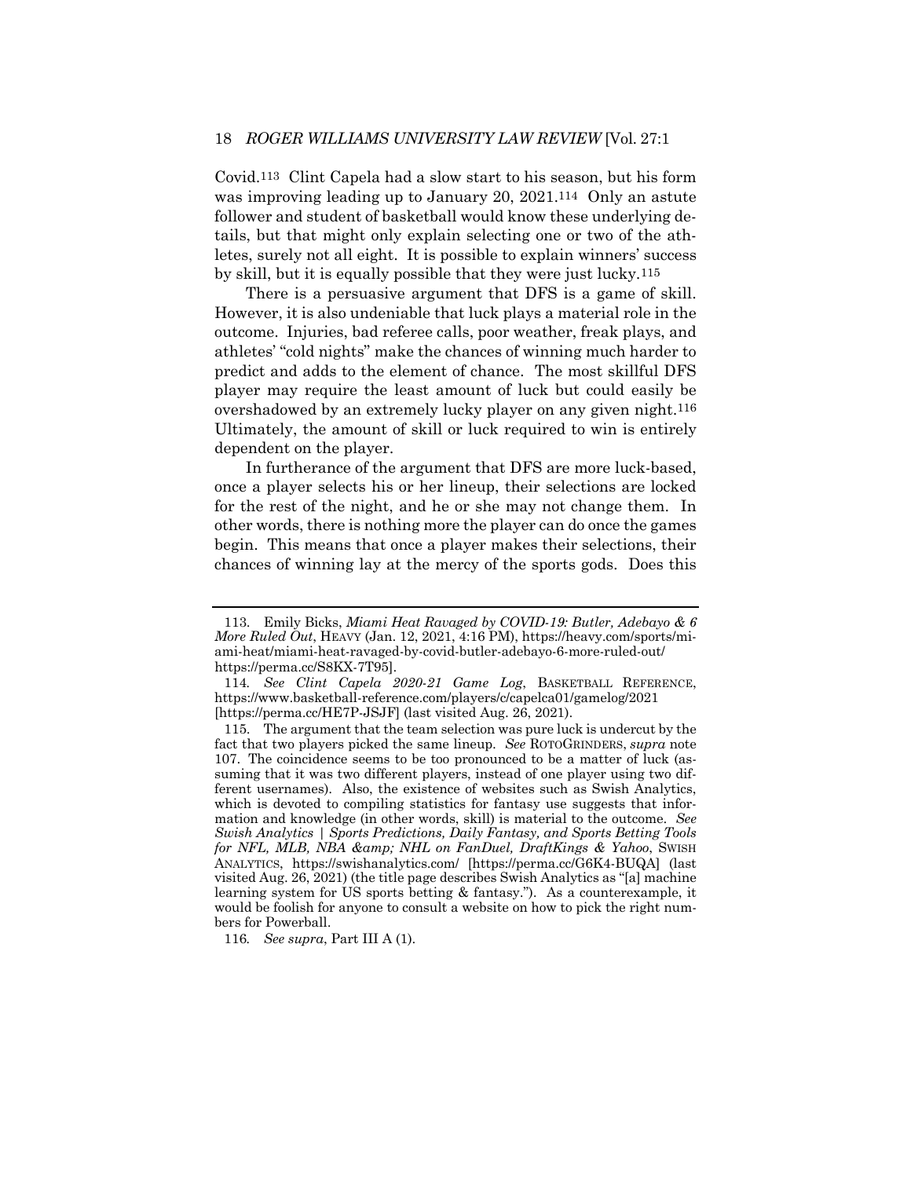Covid.[113] Clint Capela had a slow start to his season, but his form was improving leading up to January 20, 2021.[114] Only an astute follower and student of basketball would know these underlying details, but that might only explain selecting one or two of the athletes, surely not all eight. It is possible to explain winners' success by skill, but it is equally possible that they were just lucky.[115]

There is a persuasive argument that DFS is a game of skill. However, it is also undeniable that luck plays a material role in the outcome. Injuries, bad referee calls, poor weather, freak plays, and athletes' "cold nights" make the chances of winning much harder to predict and adds to the element of chance. The most skillful DFS player may require the least amount of luck but could easily be overshadowed by an extremely lucky player on any given night.[116] Ultimately, the amount of skill or luck required to win is entirely dependent on the player.

In furtherance of the argument that DFS are more luck-based, once a player selects his or her lineup, their selections are locked for the rest of the night, and he or she may not change them. In other words, there is nothing more the player can do once the games begin. This means that once a player makes their selections, their chances of winning lay at the mercy of the sports gods. Does this

---

113. Emily Bicks, *Miami Heat Ravaged by COVID-19: Butler, Adebayo & 6 More Ruled Out*, HEAVY (Jan. 12, 2021, 4:16 PM), https://heavy.com/sports/miami-heat/miami-heat-ravaged-by-covid-butler-adebayo-6-more-ruled-out/ https://perma.cc/S8KX-7T95].

114. *See Clint Capela 2020-21 Game Log*, BASKETBALL REFERENCE, https://www.basketball-reference.com/players/c/capelca01/gamelog/2021 [https://perma.cc/HE7P-JSJF] (last visited Aug. 26, 2021).

115. The argument that the team selection was pure luck is undercut by the fact that two players picked the same lineup. *See* ROTOGRINDERS, *supra* note 107. The coincidence seems to be too pronounced to be a matter of luck (assuming that it was two different players, instead of one player using two different usernames). Also, the existence of websites such as Swish Analytics, which is devoted to compiling statistics for fantasy use suggests that information and knowledge (in other words, skill) is material to the outcome. *See Swish Analytics | Sports Predictions, Daily Fantasy, and Sports Betting Tools for NFL, MLB, NBA &amp; NHL on FanDuel, DraftKings & Yahoo*, SWISH ANALYTICS, https://swishanalytics.com/ [https://perma.cc/G6K4-BUQA] (last visited Aug. 26, 2021) (the title page describes Swish Analytics as "[a] machine learning system for US sports betting & fantasy."). As a counterexample, it would be foolish for anyone to consult a website on how to pick the right numbers for Powerball.

116. *See supra*, Part III A (1).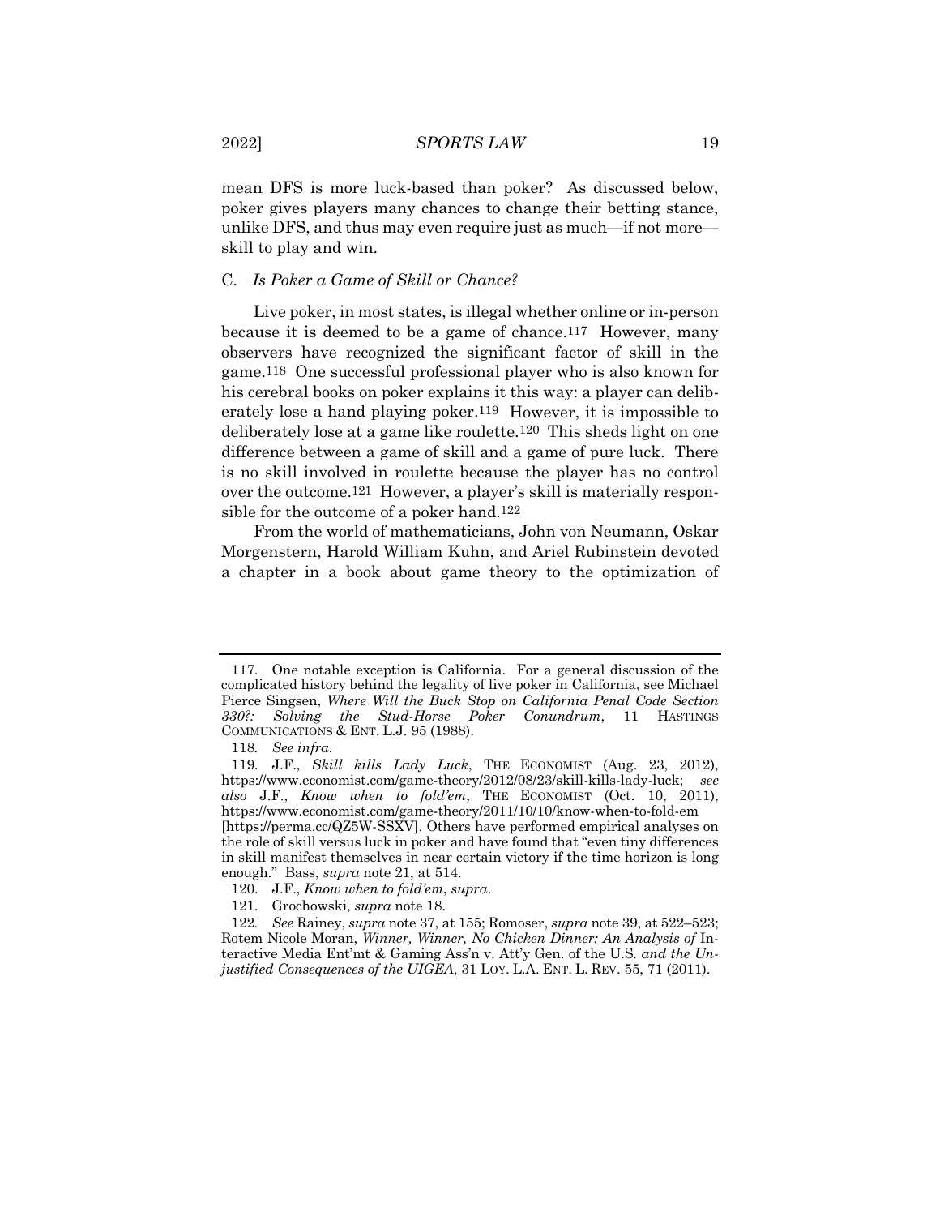mean DFS is more luck-based than poker? As discussed below, poker gives players many chances to change their betting stance, unlike DFS, and thus may even require just as much—if not more—skill to play and win.

### C. *Is Poker a Game of Skill or Chance?*

Live poker, in most states, is illegal whether online or in-person because it is deemed to be a game of chance.[117] However, many observers have recognized the significant factor of skill in the game.[118] One successful professional player who is also known for his cerebral books on poker explains it this way: a player can deliberately lose a hand playing poker.[119] However, it is impossible to deliberately lose at a game like roulette.[120] This sheds light on one difference between a game of skill and a game of pure luck. There is no skill involved in roulette because the player has no control over the outcome.[121] However, a player's skill is materially responsible for the outcome of a poker hand.[122]

From the world of mathematicians, John von Neumann, Oskar Morgenstern, Harold William Kuhn, and Ariel Rubinstein devoted a chapter in a book about game theory to the optimization of

---

117. One notable exception is California. For a general discussion of the complicated history behind the legality of live poker in California, see Michael Pierce Singsen, *Where Will the Buck Stop on California Penal Code Section 330?: Solving the Stud-Horse Poker Conundrum*, 11 HASTINGS COMMUNICATIONS & ENT. L.J. 95 (1988).

118. *See infra.*

119. J.F., *Skill kills Lady Luck*, THE ECONOMIST (Aug. 23, 2012), https://www.economist.com/game-theory/2012/08/23/skill-kills-lady-luck; *see also* J.F., *Know when to fold'em*, THE ECONOMIST (Oct. 10, 2011), https://www.economist.com/game-theory/2011/10/10/know-when-to-fold-em [https://perma.cc/QZ5W-SSXV]. Others have performed empirical analyses on the role of skill versus luck in poker and have found that "even tiny differences in skill manifest themselves in near certain victory if the time horizon is long enough." Bass, *supra* note 21, at 514.

120. J.F., *Know when to fold'em*, *supra*.

121. Grochowski, *supra* note 18.

122. *See* Rainey, *supra* note 37, at 155; Romoser, *supra* note 39, at 522–523; Rotem Nicole Moran, *Winner, Winner, No Chicken Dinner: An Analysis of* Interactive Media Ent'mt & Gaming Ass'n v. Att'y Gen. of the U.S. *and the Unjustified Consequences of the UIGEA*, 31 LOY. L.A. ENT. L. REV. 55, 71 (2011).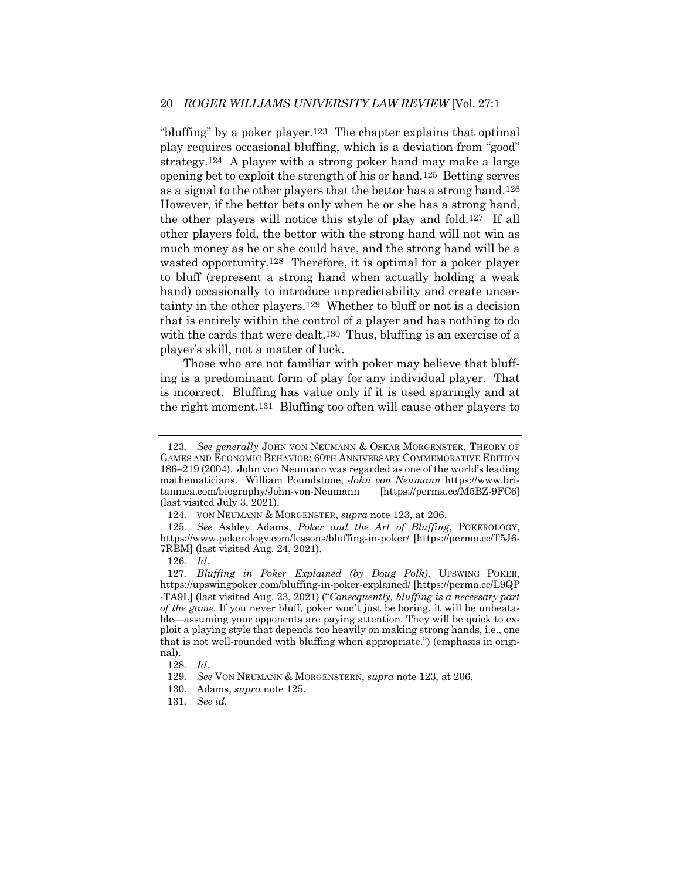"bluffing" by a poker player.[123] The chapter explains that optimal play requires occasional bluffing, which is a deviation from "good" strategy.[124] A player with a strong poker hand may make a large opening bet to exploit the strength of his or hand.[125] Betting serves as a signal to the other players that the bettor has a strong hand.[126] However, if the bettor bets only when he or she has a strong hand, the other players will notice this style of play and fold.[127] If all other players fold, the bettor with the strong hand will not win as much money as he or she could have, and the strong hand will be a wasted opportunity.[128] Therefore, it is optimal for a poker player to bluff (represent a strong hand when actually holding a weak hand) occasionally to introduce unpredictability and create uncertainty in the other players.[129] Whether to bluff or not is a decision that is entirely within the control of a player and has nothing to do with the cards that were dealt.[130] Thus, bluffing is an exercise of a player's skill, not a matter of luck.

Those who are not familiar with poker may believe that bluffing is a predominant form of play for any individual player. That is incorrect. Bluffing has value only if it is used sparingly and at the right moment.[131] Bluffing too often will cause other players to

---

123. *See generally* JOHN VON NEUMANN & OSKAR MORGENSTER, THEORY OF GAMES AND ECONOMIC BEHAVIOR: 60TH ANNIVERSARY COMMEMORATIVE EDITION 186–219 (2004). John von Neumann was regarded as one of the world's leading mathematicians. William Poundstone, *John von Neumann* https://www.britannica.com/biography/John-von-Neumann [https://perma.cc/M5BZ-9FC6] (last visited July 3, 2021).

124. VON NEUMANN & MORGENSTER, *supra* note 123, at 206.

125. *See* Ashley Adams, *Poker and the Art of Bluffing*, POKEROLOGY, https://www.pokerology.com/lessons/bluffing-in-poker/ [https://perma.cc/T5J6-7RBM] (last visited Aug. 24, 2021).

126. *Id.*

127. *Bluffing in Poker Explained (by Doug Polk)*, UPSWING POKER, https://upswingpoker.com/bluffing-in-poker-explained/ [https://perma.cc/L9QP-TA9L] (last visited Aug. 23, 2021) ("*Consequently, bluffing is a necessary part of the game.* If you never bluff, poker won't just be boring, it will be unbeatable—assuming your opponents are paying attention. They will be quick to exploit a playing style that depends too heavily on making strong hands, i.e., one that is not well-rounded with bluffing when appropriate.") (emphasis in original).

128. *Id.*

129. *See* VON NEUMANN & MORGENSTERN, *supra* note 123*,* at 206.

130. Adams, *supra* note 125.

131. *See id.*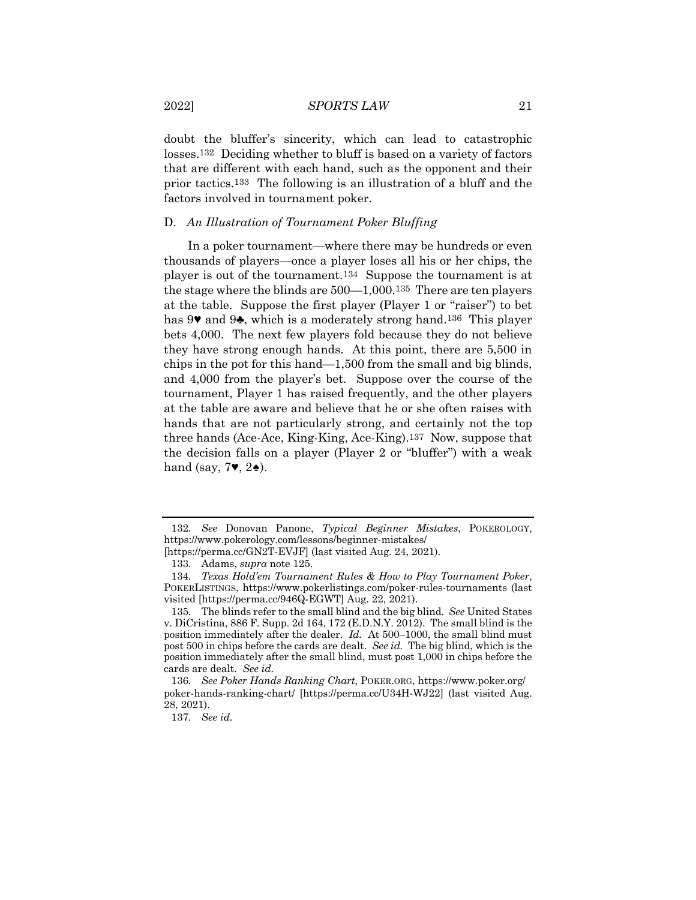doubt the bluffer's sincerity, which can lead to catastrophic losses.[132] Deciding whether to bluff is based on a variety of factors that are different with each hand, such as the opponent and their prior tactics.[133] The following is an illustration of a bluff and the factors involved in tournament poker.

### D. *An Illustration of Tournament Poker Bluffing*

In a poker tournament—where there may be hundreds or even thousands of players—once a player loses all his or her chips, the player is out of the tournament.[134] Suppose the tournament is at the stage where the blinds are 500—1,000.[135] There are ten players at the table. Suppose the first player (Player 1 or "raiser") to bet has 9♥ and 9♣, which is a moderately strong hand.[136] This player bets 4,000. The next few players fold because they do not believe they have strong enough hands. At this point, there are 5,500 in chips in the pot for this hand—1,500 from the small and big blinds, and 4,000 from the player's bet. Suppose over the course of the tournament, Player 1 has raised frequently, and the other players at the table are aware and believe that he or she often raises with hands that are not particularly strong, and certainly not the top three hands (Ace-Ace, King-King, Ace-King).[137] Now, suppose that the decision falls on a player (Player 2 or "bluffer") with a weak hand (say, 7♥, 2♠).

---

132. *See* Donovan Panone, *Typical Beginner Mistakes*, POKEROLOGY, https://www.pokerology.com/lessons/beginner-mistakes/ [https://perma.cc/GN2T-EVJF] (last visited Aug. 24, 2021).

133. Adams, *supra* note 125.

134. *Texas Hold'em Tournament Rules & How to Play Tournament Poker*, POKERLISTINGS, https://www.pokerlistings.com/poker-rules-tournaments (last visited [https://perma.cc/946Q-EGWT] Aug. 22, 2021).

135. The blinds refer to the small blind and the big blind. *See* United States v. DiCristina, 886 F. Supp. 2d 164, 172 (E.D.N.Y. 2012). The small blind is the position immediately after the dealer. *Id.* At 500–1000, the small blind must post 500 in chips before the cards are dealt. *See id.* The big blind, which is the position immediately after the small blind, must post 1,000 in chips before the cards are dealt. *See id.*

136. *See Poker Hands Ranking Chart*, POKER.ORG, https://www.poker.org/poker-hands-ranking-chart/ [https://perma.cc/U34H-WJ22] (last visited Aug. 28, 2021).

137. *See id.*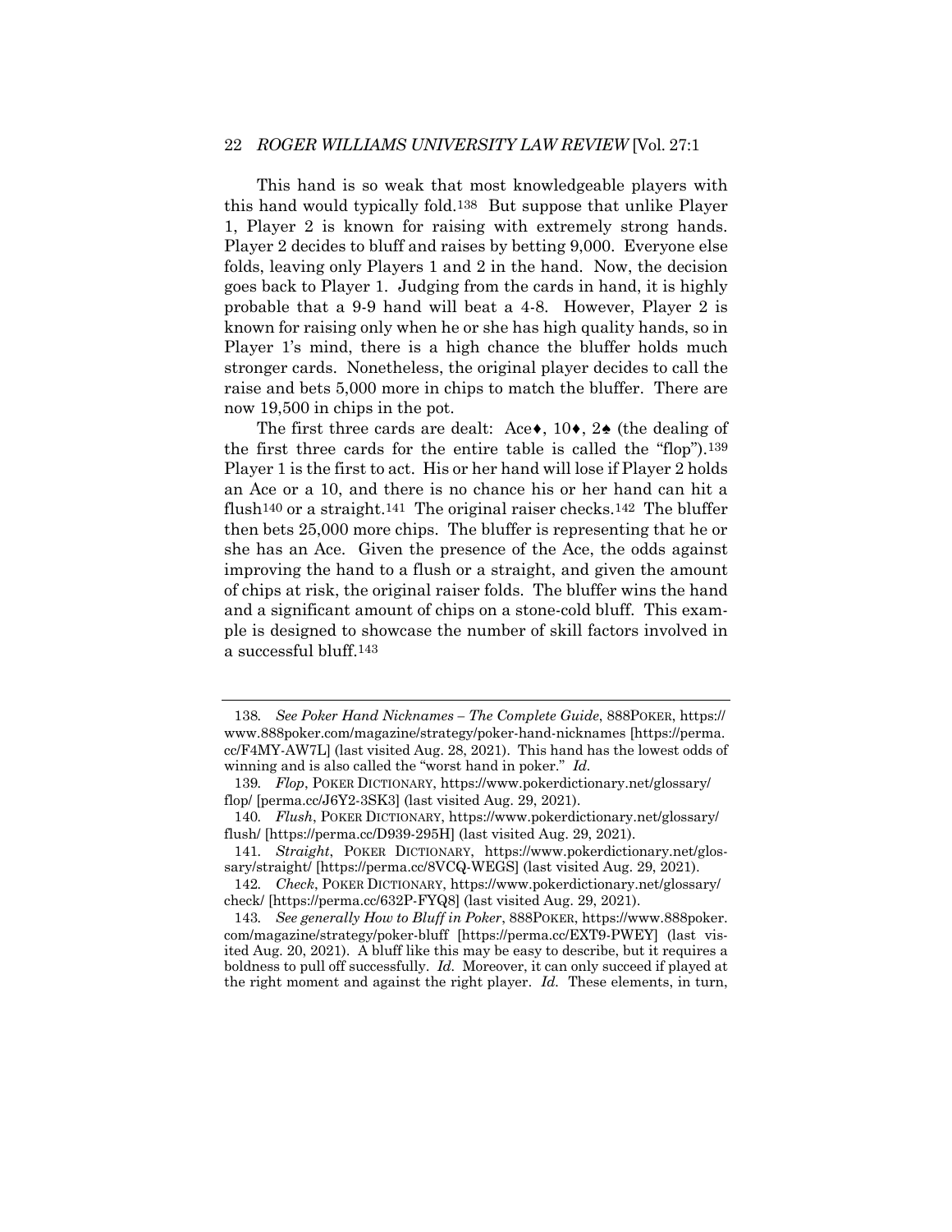This hand is so weak that most knowledgeable players with this hand would typically fold.[138] But suppose that unlike Player 1, Player 2 is known for raising with extremely strong hands. Player 2 decides to bluff and raises by betting 9,000. Everyone else folds, leaving only Players 1 and 2 in the hand. Now, the decision goes back to Player 1. Judging from the cards in hand, it is highly probable that a 9-9 hand will beat a 4-8. However, Player 2 is known for raising only when he or she has high quality hands, so in Player 1's mind, there is a high chance the bluffer holds much stronger cards. Nonetheless, the original player decides to call the raise and bets 5,000 more in chips to match the bluffer. There are now 19,500 in chips in the pot.

The first three cards are dealt: Ace♦, 10♦, 2♠ (the dealing of the first three cards for the entire table is called the "flop").[139] Player 1 is the first to act. His or her hand will lose if Player 2 holds an Ace or a 10, and there is no chance his or her hand can hit a flush[140] or a straight.[141] The original raiser checks.[142] The bluffer then bets 25,000 more chips. The bluffer is representing that he or she has an Ace. Given the presence of the Ace, the odds against improving the hand to a flush or a straight, and given the amount of chips at risk, the original raiser folds. The bluffer wins the hand and a significant amount of chips on a stone-cold bluff. This example is designed to showcase the number of skill factors involved in a successful bluff.[143]

---

138. *See Poker Hand Nicknames – The Complete Guide*, 888POKER, https://www.888poker.com/magazine/strategy/poker-hand-nicknames [https://perma.cc/F4MY-AW7L] (last visited Aug. 28, 2021). This hand has the lowest odds of winning and is also called the "worst hand in poker." *Id.*

139. *Flop*, POKER DICTIONARY, https://www.pokerdictionary.net/glossary/flop/ [perma.cc/J6Y2-3SK3] (last visited Aug. 29, 2021).

140. *Flush*, POKER DICTIONARY, https://www.pokerdictionary.net/glossary/flush/ [https://perma.cc/D939-295H] (last visited Aug. 29, 2021).

141. *Straight*, POKER DICTIONARY, https://www.pokerdictionary.net/glossary/straight/ [https://perma.cc/8VCQ-WEGS] (last visited Aug. 29, 2021).

142. *Check*, POKER DICTIONARY, https://www.pokerdictionary.net/glossary/check/ [https://perma.cc/632P-FYQ8] (last visited Aug. 29, 2021).

143. *See generally How to Bluff in Poker*, 888POKER, https://www.888poker.com/magazine/strategy/poker-bluff [https://perma.cc/EXT9-PWEY] (last visited Aug. 20, 2021). A bluff like this may be easy to describe, but it requires a boldness to pull off successfully. *Id.* Moreover, it can only succeed if played at the right moment and against the right player. *Id.* These elements, in turn,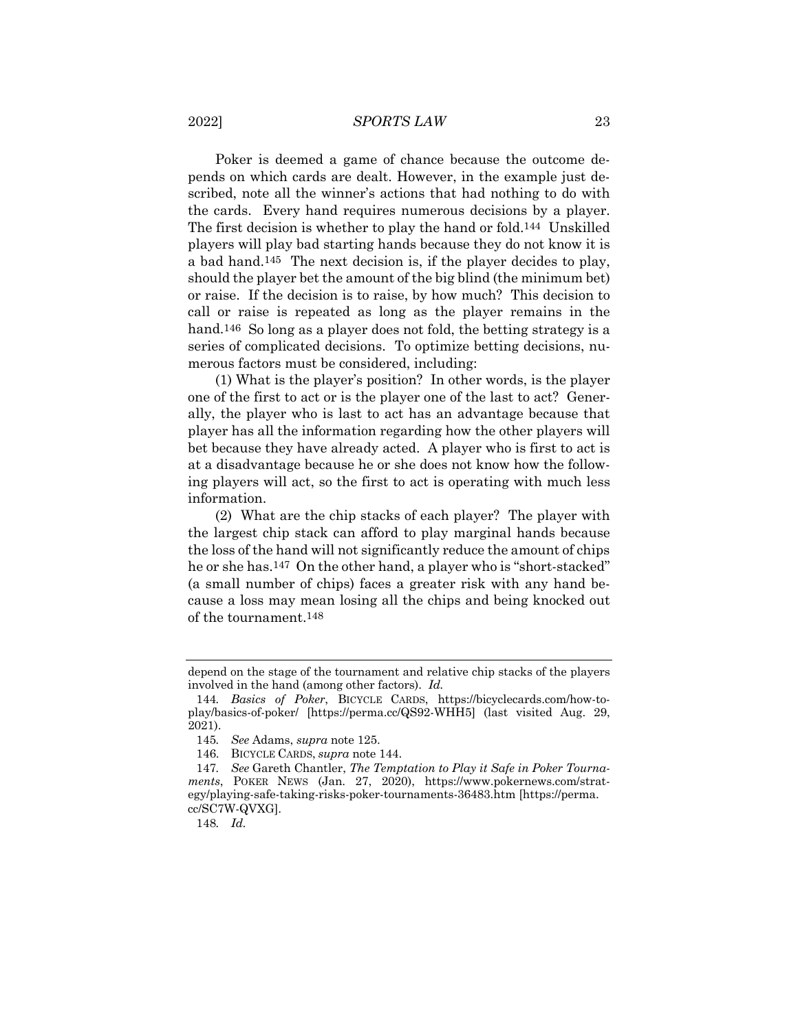Poker is deemed a game of chance because the outcome depends on which cards are dealt. However, in the example just described, note all the winner's actions that had nothing to do with the cards. Every hand requires numerous decisions by a player. The first decision is whether to play the hand or fold.[144] Unskilled players will play bad starting hands because they do not know it is a bad hand.[145] The next decision is, if the player decides to play, should the player bet the amount of the big blind (the minimum bet) or raise. If the decision is to raise, by how much? This decision to call or raise is repeated as long as the player remains in the hand.[146] So long as a player does not fold, the betting strategy is a series of complicated decisions. To optimize betting decisions, numerous factors must be considered, including:

(1) What is the player's position? In other words, is the player one of the first to act or is the player one of the last to act? Generally, the player who is last to act has an advantage because that player has all the information regarding how the other players will bet because they have already acted. A player who is first to act is at a disadvantage because he or she does not know how the following players will act, so the first to act is operating with much less information.

(2) What are the chip stacks of each player? The player with the largest chip stack can afford to play marginal hands because the loss of the hand will not significantly reduce the amount of chips he or she has.[147] On the other hand, a player who is "short-stacked" (a small number of chips) faces a greater risk with any hand because a loss may mean losing all the chips and being knocked out of the tournament.[148]

---

depend on the stage of the tournament and relative chip stacks of the players involved in the hand (among other factors). *Id.*

144. *Basics of Poker*, BICYCLE CARDS, https://bicyclecards.com/how-to-play/basics-of-poker/ [https://perma.cc/QS92-WHH5] (last visited Aug. 29, 2021).

145. *See* Adams, *supra* note 125.

146. BICYCLE CARDS, *supra* note 144.

147. *See* Gareth Chantler, *The Temptation to Play it Safe in Poker Tournaments*, POKER NEWS (Jan. 27, 2020), https://www.pokernews.com/strategy/playing-safe-taking-risks-poker-tournaments-36483.htm [https://perma.cc/SC7W-QVXG].

148. *Id.*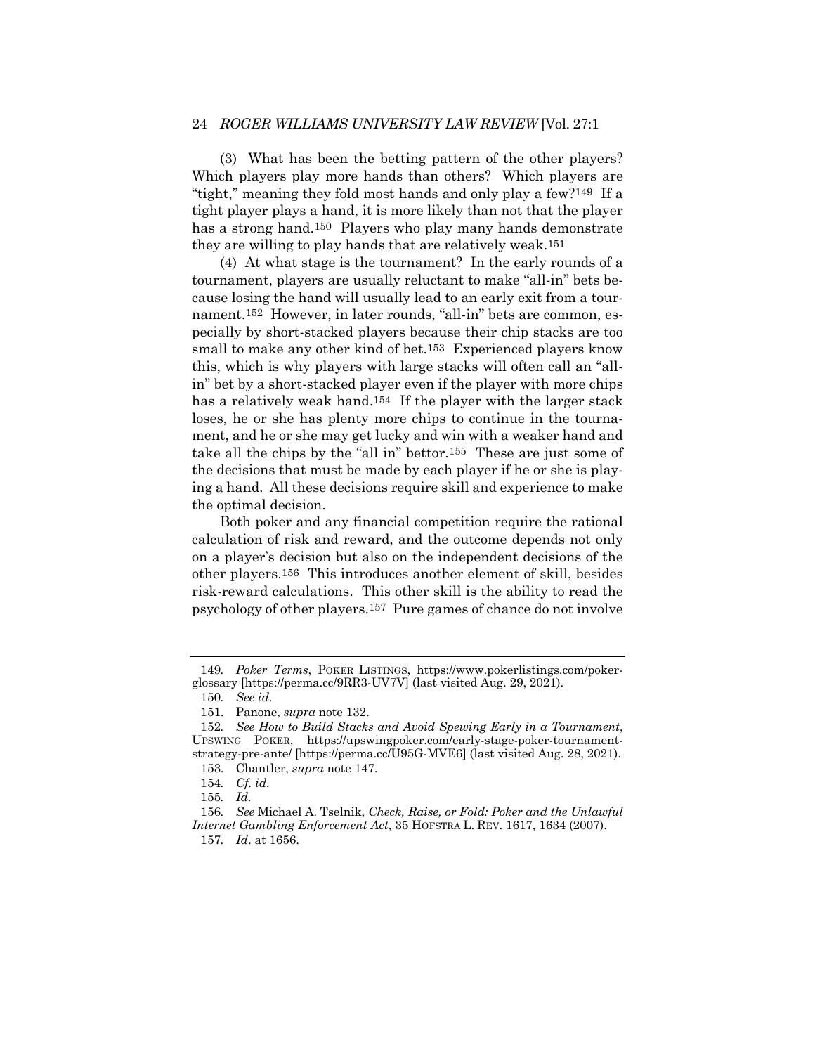(3) What has been the betting pattern of the other players? Which players play more hands than others? Which players are "tight," meaning they fold most hands and only play a few?[149] If a tight player plays a hand, it is more likely than not that the player has a strong hand.[150] Players who play many hands demonstrate they are willing to play hands that are relatively weak.[151]

(4) At what stage is the tournament? In the early rounds of a tournament, players are usually reluctant to make "all-in" bets because losing the hand will usually lead to an early exit from a tournament.[152] However, in later rounds, "all-in" bets are common, especially by short-stacked players because their chip stacks are too small to make any other kind of bet.[153] Experienced players know this, which is why players with large stacks will often call an "all-in" bet by a short-stacked player even if the player with more chips has a relatively weak hand.[154] If the player with the larger stack loses, he or she has plenty more chips to continue in the tournament, and he or she may get lucky and win with a weaker hand and take all the chips by the "all in" bettor.[155] These are just some of the decisions that must be made by each player if he or she is playing a hand. All these decisions require skill and experience to make the optimal decision.

Both poker and any financial competition require the rational calculation of risk and reward, and the outcome depends not only on a player's decision but also on the independent decisions of the other players.[156] This introduces another element of skill, besides risk-reward calculations. This other skill is the ability to read the psychology of other players.[157] Pure games of chance do not involve

---

149. *Poker Terms*, POKER LISTINGS, https://www.pokerlistings.com/poker-glossary [https://perma.cc/9RR3-UV7V] (last visited Aug. 29, 2021).

150. *See id.*

151. Panone, *supra* note 132.

152. *See How to Build Stacks and Avoid Spewing Early in a Tournament*, UPSWING POKER, https://upswingpoker.com/early-stage-poker-tournament-strategy-pre-ante/ [https://perma.cc/U95G-MVE6] (last visited Aug. 28, 2021).

153. Chantler, *supra* note 147.

154. *Cf. id.*

155. *Id.*

156. *See* Michael A. Tselnik, *Check, Raise, or Fold: Poker and the Unlawful Internet Gambling Enforcement Act*, 35 HOFSTRA L. REV. 1617, 1634 (2007).

157. *Id*. at 1656.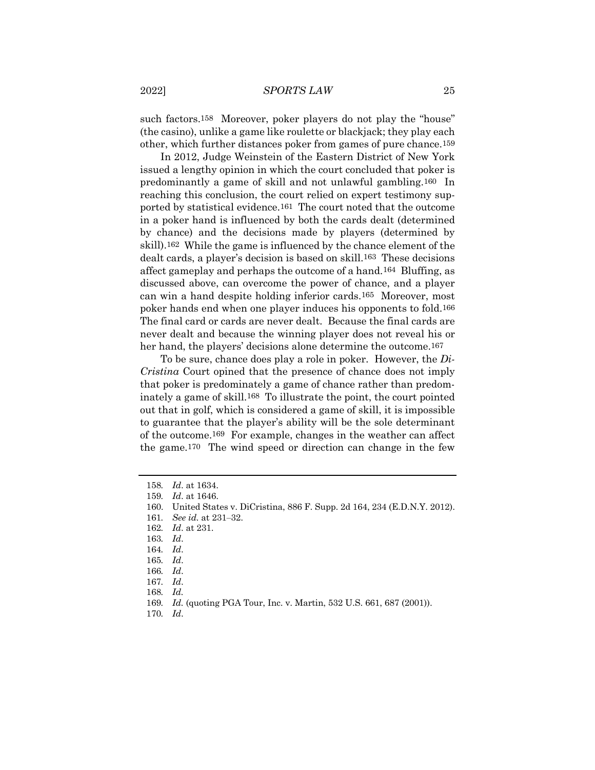such factors.[158] Moreover, poker players do not play the "house" (the casino), unlike a game like roulette or blackjack; they play each other, which further distances poker from games of pure chance.[159]

In 2012, Judge Weinstein of the Eastern District of New York issued a lengthy opinion in which the court concluded that poker is predominantly a game of skill and not unlawful gambling.[160] In reaching this conclusion, the court relied on expert testimony supported by statistical evidence.[161] The court noted that the outcome in a poker hand is influenced by both the cards dealt (determined by chance) and the decisions made by players (determined by skill).[162] While the game is influenced by the chance element of the dealt cards, a player's decision is based on skill.[163] These decisions affect gameplay and perhaps the outcome of a hand.[164] Bluffing, as discussed above, can overcome the power of chance, and a player can win a hand despite holding inferior cards.[165] Moreover, most poker hands end when one player induces his opponents to fold.[166] The final card or cards are never dealt. Because the final cards are never dealt and because the winning player does not reveal his or her hand, the players' decisions alone determine the outcome.[167]

To be sure, chance does play a role in poker. However, the *DiCristina* Court opined that the presence of chance does not imply that poker is predominately a game of chance rather than predominately a game of skill.[168] To illustrate the point, the court pointed out that in golf, which is considered a game of skill, it is impossible to guarantee that the player's ability will be the sole determinant of the outcome.[169] For example, changes in the weather can affect the game.[170] The wind speed or direction can change in the few

---

158. *Id*. at 1634.
159. *Id*. at 1646.
160. United States v. DiCristina, 886 F. Supp. 2d 164, 234 (E.D.N.Y. 2012).
161. *See id.* at 231–32.
162. *Id*. at 231.
163. *Id*.
164. *Id*.
165. *Id*.
166. *Id*.
167. *Id*.
168. *Id.*
169. *Id*. (quoting PGA Tour, Inc. v. Martin, 532 U.S. 661, 687 (2001)).
170. *Id*.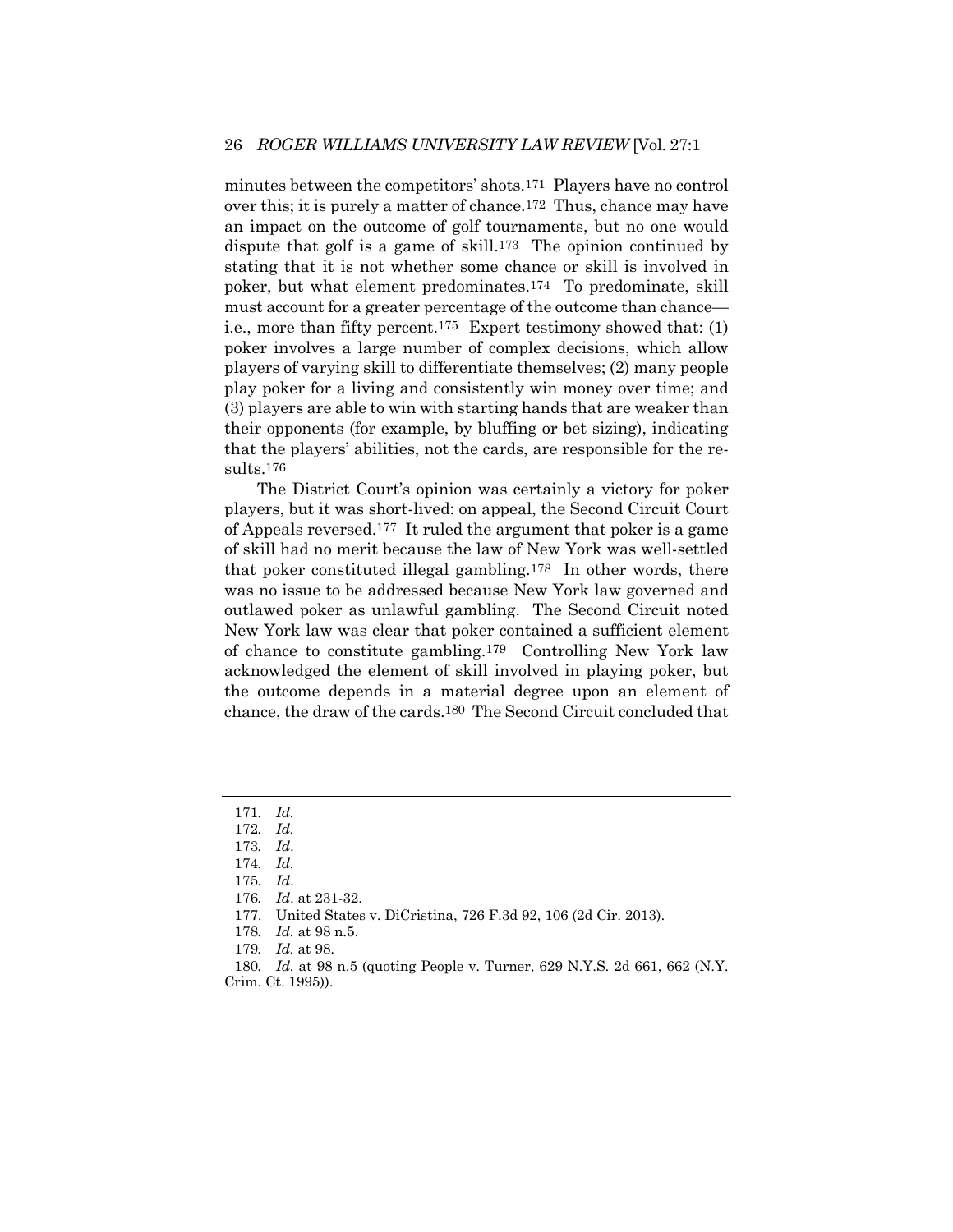minutes between the competitors' shots.[171] Players have no control over this; it is purely a matter of chance.[172] Thus, chance may have an impact on the outcome of golf tournaments, but no one would dispute that golf is a game of skill.[173] The opinion continued by stating that it is not whether some chance or skill is involved in poker, but what element predominates.[174] To predominate, skill must account for a greater percentage of the outcome than chance—i.e., more than fifty percent.[175] Expert testimony showed that: (1) poker involves a large number of complex decisions, which allow players of varying skill to differentiate themselves; (2) many people play poker for a living and consistently win money over time; and (3) players are able to win with starting hands that are weaker than their opponents (for example, by bluffing or bet sizing), indicating that the players' abilities, not the cards, are responsible for the results.[176]

The District Court's opinion was certainly a victory for poker players, but it was short-lived: on appeal, the Second Circuit Court of Appeals reversed.[177] It ruled the argument that poker is a game of skill had no merit because the law of New York was well-settled that poker constituted illegal gambling.[178] In other words, there was no issue to be addressed because New York law governed and outlawed poker as unlawful gambling. The Second Circuit noted New York law was clear that poker contained a sufficient element of chance to constitute gambling.[179] Controlling New York law acknowledged the element of skill involved in playing poker, but the outcome depends in a material degree upon an element of chance, the draw of the cards.[180] The Second Circuit concluded that

---

171. *Id.*
172. *Id.*
173. *Id*.
174. *Id.*
175. *Id*.
176. *Id*. at 231-32.
177. United States v. DiCristina, 726 F.3d 92, 106 (2d Cir. 2013).
178. *Id.* at 98 n.5.
179. *Id.* at 98.
180. *Id.* at 98 n.5 (quoting People v. Turner, 629 N.Y.S. 2d 661, 662 (N.Y. Crim. Ct. 1995)).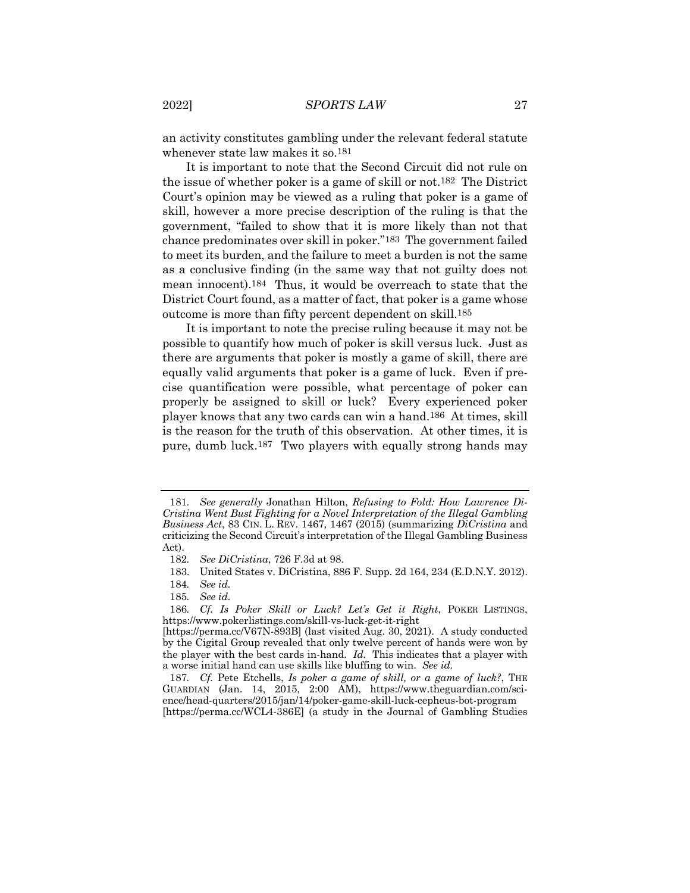an activity constitutes gambling under the relevant federal statute whenever state law makes it so.[181]

It is important to note that the Second Circuit did not rule on the issue of whether poker is a game of skill or not.[182] The District Court's opinion may be viewed as a ruling that poker is a game of skill, however a more precise description of the ruling is that the government, "failed to show that it is more likely than not that chance predominates over skill in poker."[183] The government failed to meet its burden, and the failure to meet a burden is not the same as a conclusive finding (in the same way that not guilty does not mean innocent).[184] Thus, it would be overreach to state that the District Court found, as a matter of fact, that poker is a game whose outcome is more than fifty percent dependent on skill.[185]

It is important to note the precise ruling because it may not be possible to quantify how much of poker is skill versus luck. Just as there are arguments that poker is mostly a game of skill, there are equally valid arguments that poker is a game of luck. Even if precise quantification were possible, what percentage of poker can properly be assigned to skill or luck? Every experienced poker player knows that any two cards can win a hand.[186] At times, skill is the reason for the truth of this observation. At other times, it is pure, dumb luck.[187] Two players with equally strong hands may

---

181. *See generally* Jonathan Hilton, *Refusing to Fold: How Lawrence DiCristina Went Bust Fighting for a Novel Interpretation of the Illegal Gambling Business Act*, 83 CIN. L. REV. 1467, 1467 (2015) (summarizing *DiCristina* and criticizing the Second Circuit's interpretation of the Illegal Gambling Business Act).

182. *See DiCristina*, 726 F.3d at 98.

183. United States v. DiCristina, 886 F. Supp. 2d 164, 234 (E.D.N.Y. 2012).

184. *See id.*

185. *See id.*

186. *Cf. Is Poker Skill or Luck? Let's Get it Right*, POKER LISTINGS, https://www.pokerlistings.com/skill-vs-luck-get-it-right [https://perma.cc/V67N-893B] (last visited Aug. 30, 2021). A study conducted by the Cigital Group revealed that only twelve percent of hands were won by the player with the best cards in-hand. *Id.* This indicates that a player with a worse initial hand can use skills like bluffing to win. *See id.*

187. *Cf.* Pete Etchells, *Is poker a game of skill, or a game of luck?*, THE GUARDIAN (Jan. 14, 2015, 2:00 AM), https://www.theguardian.com/science/head-quarters/2015/jan/14/poker-game-skill-luck-cepheus-bot-program [https://perma.cc/WCL4-386E] (a study in the Journal of Gambling Studies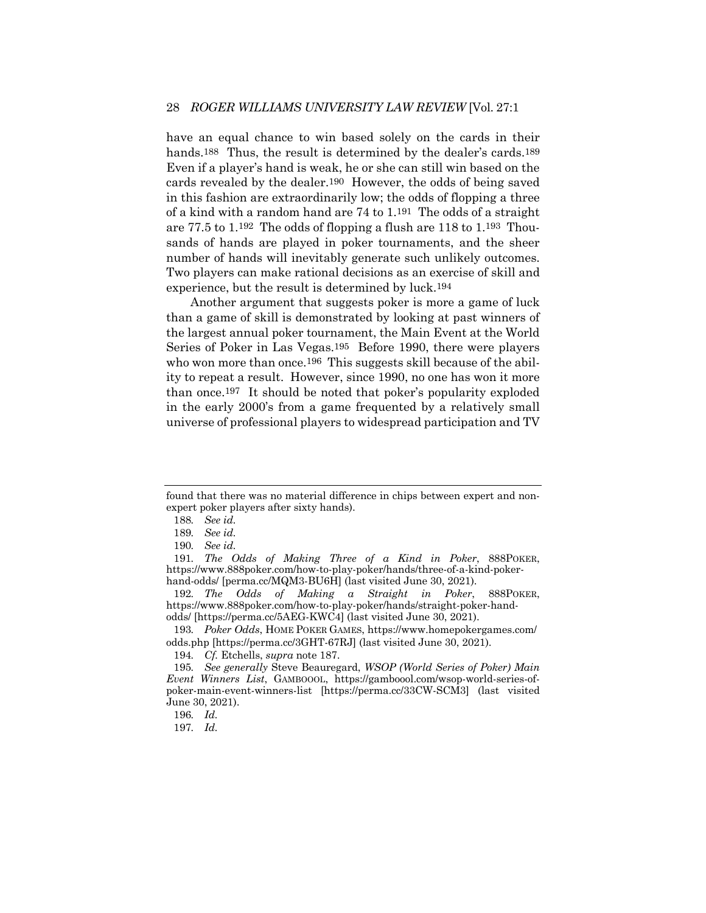have an equal chance to win based solely on the cards in their hands.[188] Thus, the result is determined by the dealer's cards.[189] Even if a player's hand is weak, he or she can still win based on the cards revealed by the dealer.[190] However, the odds of being saved in this fashion are extraordinarily low; the odds of flopping a three of a kind with a random hand are 74 to 1.[191] The odds of a straight are 77.5 to 1.[192] The odds of flopping a flush are 118 to 1.[193] Thousands of hands are played in poker tournaments, and the sheer number of hands will inevitably generate such unlikely outcomes. Two players can make rational decisions as an exercise of skill and experience, but the result is determined by luck.[194]

Another argument that suggests poker is more a game of luck than a game of skill is demonstrated by looking at past winners of the largest annual poker tournament, the Main Event at the World Series of Poker in Las Vegas.[195] Before 1990, there were players who won more than once.[196] This suggests skill because of the ability to repeat a result. However, since 1990, no one has won it more than once.[197] It should be noted that poker's popularity exploded in the early 2000's from a game frequented by a relatively small universe of professional players to widespread participation and TV

---

found that there was no material difference in chips between expert and non-expert poker players after sixty hands).

188. *See id.*

189. *See id.*

190. *See id.*

191. *The Odds of Making Three of a Kind in Poker*, 888POKER, https://www.888poker.com/how-to-play-poker/hands/three-of-a-kind-poker-hand-odds/ [perma.cc/MQM3-BU6H] (last visited June 30, 2021).

192. *The Odds of Making a Straight in Poker*, 888POKER, https://www.888poker.com/how-to-play-poker/hands/straight-poker-hand-odds/ [https://perma.cc/5AEG-KWC4] (last visited June 30, 2021).

193. *Poker Odds*, HOME POKER GAMES, https://www.homepokergames.com/odds.php [https://perma.cc/3GHT-67RJ] (last visited June 30, 2021).

194. *Cf.* Etchells, *supra* note 187.

195. *See generally* Steve Beauregard, *WSOP (World Series of Poker) Main Event Winners List*, GAMBOOOL, https://gamboool.com/wsop-world-series-of-poker-main-event-winners-list [https://perma.cc/33CW-SCM3] (last visited June 30, 2021).

196. *Id.*

197. *Id.*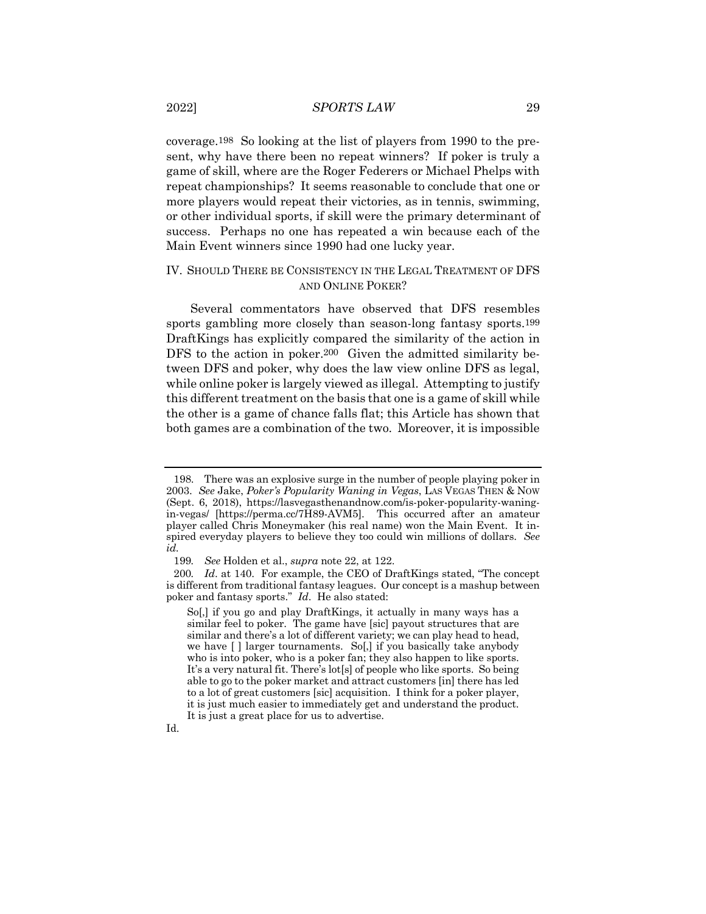coverage.[198] So looking at the list of players from 1990 to the present, why have there been no repeat winners? If poker is truly a game of skill, where are the Roger Federers or Michael Phelps with repeat championships? It seems reasonable to conclude that one or more players would repeat their victories, as in tennis, swimming, or other individual sports, if skill were the primary determinant of success. Perhaps no one has repeated a win because each of the Main Event winners since 1990 had one lucky year.

## IV. SHOULD THERE BE CONSISTENCY IN THE LEGAL TREATMENT OF DFS AND ONLINE POKER?

Several commentators have observed that DFS resembles sports gambling more closely than season-long fantasy sports.[199] DraftKings has explicitly compared the similarity of the action in DFS to the action in poker.[200] Given the admitted similarity between DFS and poker, why does the law view online DFS as legal, while online poker is largely viewed as illegal. Attempting to justify this different treatment on the basis that one is a game of skill while the other is a game of chance falls flat; this Article has shown that both games are a combination of the two. Moreover, it is impossible

---

198. There was an explosive surge in the number of people playing poker in 2003. *See* Jake, *Poker's Popularity Waning in Vegas*, LAS VEGAS THEN & NOW (Sept. 6, 2018), https://lasvegasthenandnow.com/is-poker-popularity-waning-in-vegas/ [https://perma.cc/7H89-AVM5]. This occurred after an amateur player called Chris Moneymaker (his real name) won the Main Event. It inspired everyday players to believe they too could win millions of dollars. *See id.*

199. *See* Holden et al., *supra* note 22, at 122.

200. *Id*. at 140. For example, the CEO of DraftKings stated, "The concept is different from traditional fantasy leagues. Our concept is a mashup between poker and fantasy sports." *Id*. He also stated:

> So[,] if you go and play DraftKings, it actually in many ways has a similar feel to poker. The game have [sic] payout structures that are similar and there's a lot of different variety; we can play head to head, we have [ ] larger tournaments. So[,] if you basically take anybody who is into poker, who is a poker fan; they also happen to like sports. It's a very natural fit. There's lot[s] of people who like sports. So being able to go to the poker market and attract customers [in] there has led to a lot of great customers [sic] acquisition. I think for a poker player, it is just much easier to immediately get and understand the product. It is just a great place for us to advertise.

Id.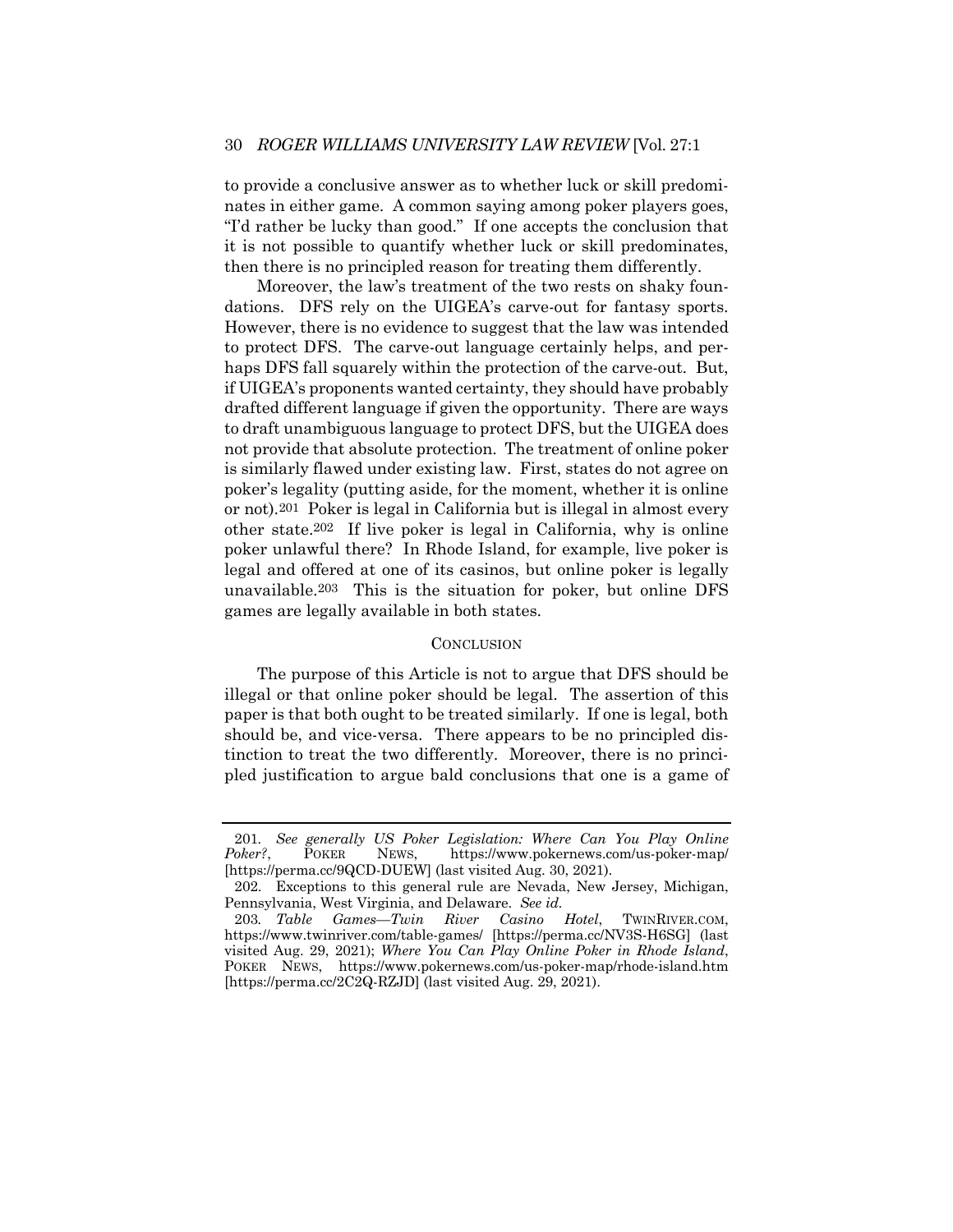to provide a conclusive answer as to whether luck or skill predominates in either game. A common saying among poker players goes, "I'd rather be lucky than good." If one accepts the conclusion that it is not possible to quantify whether luck or skill predominates, then there is no principled reason for treating them differently.

Moreover, the law's treatment of the two rests on shaky foundations. DFS rely on the UIGEA's carve-out for fantasy sports. However, there is no evidence to suggest that the law was intended to protect DFS. The carve-out language certainly helps, and perhaps DFS fall squarely within the protection of the carve-out. But, if UIGEA's proponents wanted certainty, they should have probably drafted different language if given the opportunity. There are ways to draft unambiguous language to protect DFS, but the UIGEA does not provide that absolute protection. The treatment of online poker is similarly flawed under existing law. First, states do not agree on poker's legality (putting aside, for the moment, whether it is online or not).[201] Poker is legal in California but is illegal in almost every other state.[202] If live poker is legal in California, why is online poker unlawful there? In Rhode Island, for example, live poker is legal and offered at one of its casinos, but online poker is legally unavailable.[203] This is the situation for poker, but online DFS games are legally available in both states.

## CONCLUSION

The purpose of this Article is not to argue that DFS should be illegal or that online poker should be legal. The assertion of this paper is that both ought to be treated similarly. If one is legal, both should be, and vice-versa. There appears to be no principled distinction to treat the two differently. Moreover, there is no principled justification to argue bald conclusions that one is a game of

---

201. *See generally US Poker Legislation: Where Can You Play Online Poker?*, POKER NEWS, https://www.pokernews.com/us-poker-map/ [https://perma.cc/9QCD-DUEW] (last visited Aug. 30, 2021).

202. Exceptions to this general rule are Nevada, New Jersey, Michigan, Pennsylvania, West Virginia, and Delaware. *See id.*

203. *Table Games—Twin River Casino Hotel*, TWINRIVER.COM, https://www.twinriver.com/table-games/ [https://perma.cc/NV3S-H6SG] (last visited Aug. 29, 2021); *Where You Can Play Online Poker in Rhode Island*, POKER NEWS, https://www.pokernews.com/us-poker-map/rhode-island.htm [https://perma.cc/2C2Q-RZJD] (last visited Aug. 29, 2021).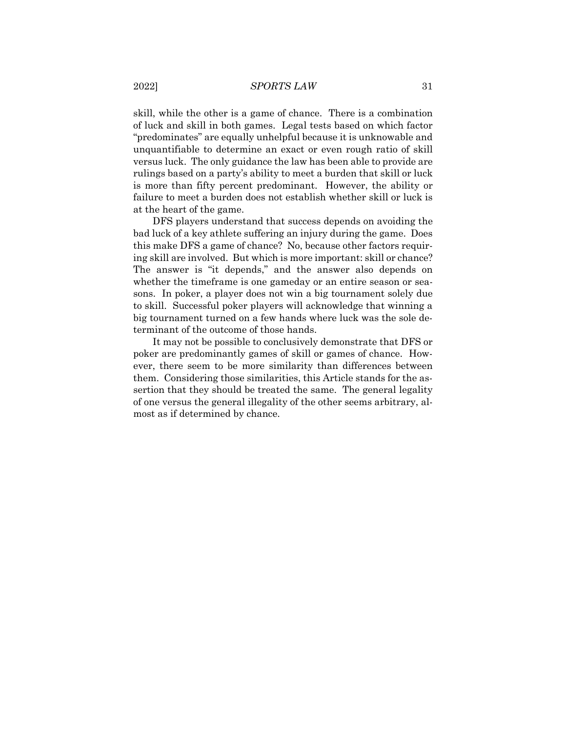skill, while the other is a game of chance. There is a combination of luck and skill in both games. Legal tests based on which factor "predominates" are equally unhelpful because it is unknowable and unquantifiable to determine an exact or even rough ratio of skill versus luck. The only guidance the law has been able to provide are rulings based on a party's ability to meet a burden that skill or luck is more than fifty percent predominant. However, the ability or failure to meet a burden does not establish whether skill or luck is at the heart of the game.

DFS players understand that success depends on avoiding the bad luck of a key athlete suffering an injury during the game. Does this make DFS a game of chance? No, because other factors requiring skill are involved. But which is more important: skill or chance? The answer is "it depends," and the answer also depends on whether the timeframe is one gameday or an entire season or seasons. In poker, a player does not win a big tournament solely due to skill. Successful poker players will acknowledge that winning a big tournament turned on a few hands where luck was the sole determinant of the outcome of those hands.

It may not be possible to conclusively demonstrate that DFS or poker are predominantly games of skill or games of chance. However, there seem to be more similarity than differences between them. Considering those similarities, this Article stands for the assertion that they should be treated the same. The general legality of one versus the general illegality of the other seems arbitrary, almost as if determined by chance.